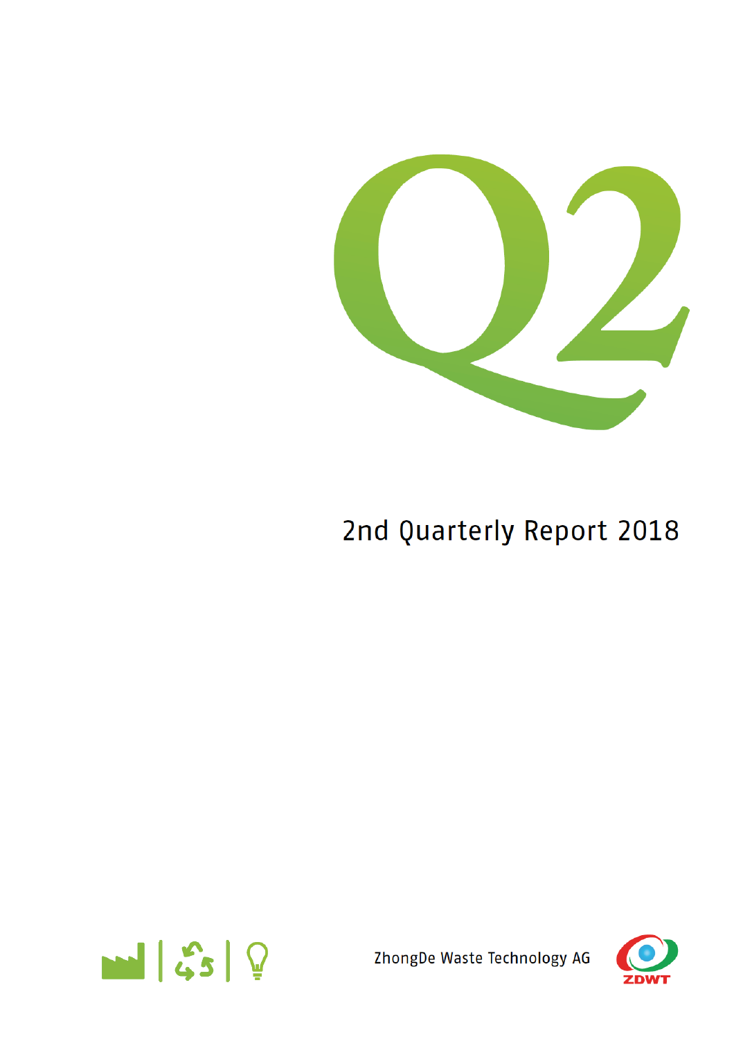# Q2

# 2nd Quarterly Report 2018

ZhongDe Waste Technology AG

ZDWT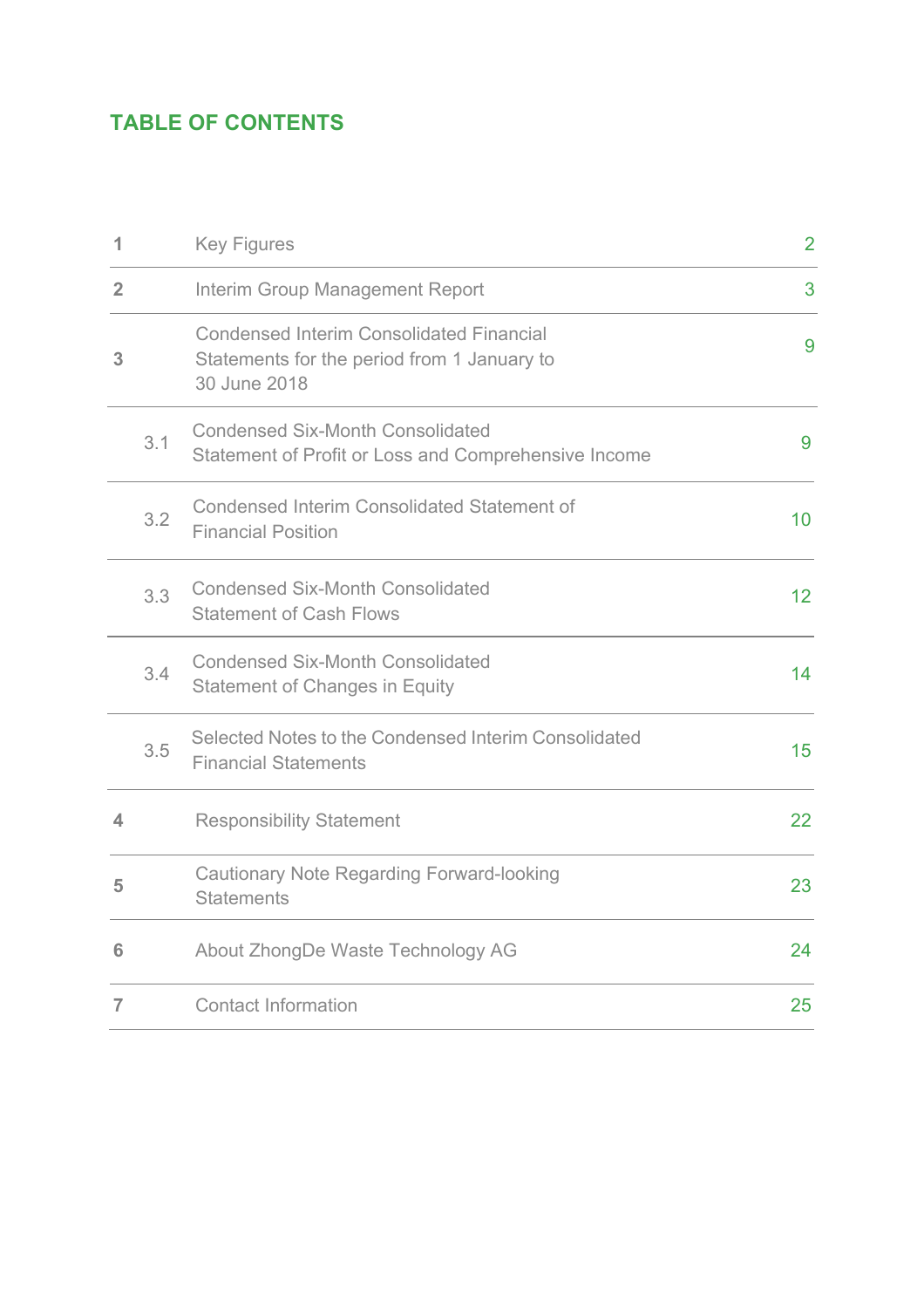## TABLE OF CONTENTS

| | | |
|---|---|---|
| **1** | Key Figures | 2 |
| **2** | Interim Group Management Report | 3 |
| **3** | Condensed Interim Consolidated Financial Statements for the period from 1 January to 30 June 2018 | 9 |
| 3.1 | Condensed Six-Month Consolidated Statement of Profit or Loss and Comprehensive Income | 9 |
| 3.2 | Condensed Interim Consolidated Statement of Financial Position | 10 |
| 3.3 | Condensed Six-Month Consolidated Statement of Cash Flows | 12 |
| 3.4 | Condensed Six-Month Consolidated Statement of Changes in Equity | 14 |
| 3.5 | Selected Notes to the Condensed Interim Consolidated Financial Statements | 15 |
| **4** | Responsibility Statement | 22 |
| **5** | Cautionary Note Regarding Forward-looking Statements | 23 |
| **6** | About ZhongDe Waste Technology AG | 24 |
| **7** | Contact Information | 25 |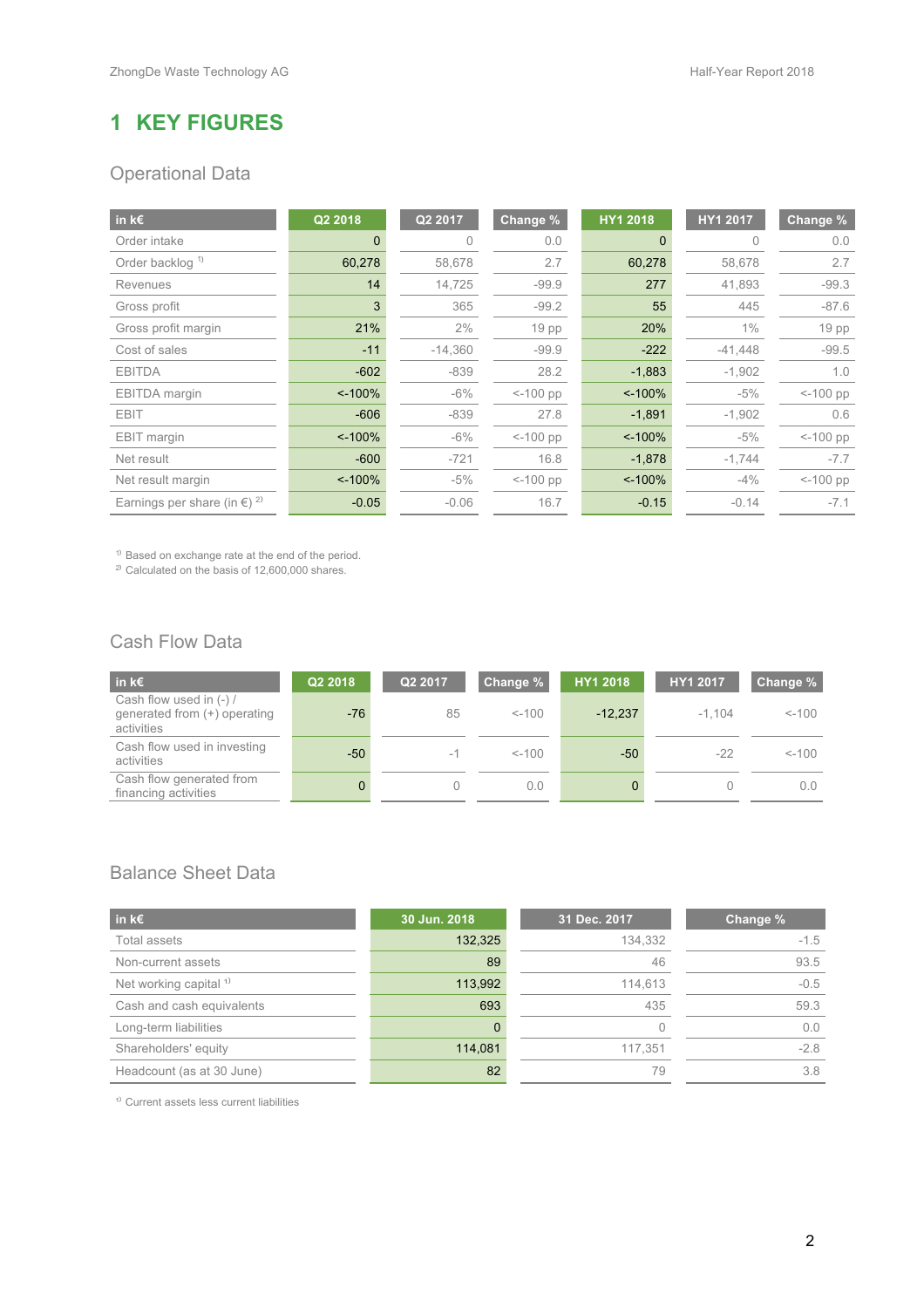# 1 KEY FIGURES

## Operational Data

| in k€ | Q2 2018 | Q2 2017 | Change % | HY1 2018 | HY1 2017 | Change % |
|---|---|---|---|---|---|---|
| Order intake | 0 | 0 | 0.0 | 0 | 0 | 0.0 |
| Order backlog [1] | 60,278 | 58,678 | 2.7 | 60,278 | 58,678 | 2.7 |
| Revenues | 14 | 14,725 | -99.9 | 277 | 41,893 | -99.3 |
| Gross profit | 3 | 365 | -99.2 | 55 | 445 | -87.6 |
| Gross profit margin | 21% | 2% | 19 pp | 20% | 1% | 19 pp |
| Cost of sales | -11 | -14,360 | -99.9 | -222 | -41,448 | -99.5 |
| EBITDA | -602 | -839 | 28.2 | -1,883 | -1,902 | 1.0 |
| EBITDA margin | <-100% | -6% | <-100 pp | <-100% | -5% | <-100 pp |
| EBIT | -606 | -839 | 27.8 | -1,891 | -1,902 | 0.6 |
| EBIT margin | <-100% | -6% | <-100 pp | <-100% | -5% | <-100 pp |
| Net result | -600 | -721 | 16.8 | -1,878 | -1,744 | -7.7 |
| Net result margin | <-100% | -5% | <-100 pp | <-100% | -4% | <-100 pp |
| Earnings per share (in €) [2] | -0.05 | -0.06 | 16.7 | -0.15 | -0.14 | -7.1 |

[1] Based on exchange rate at the end of the period.
[2] Calculated on the basis of 12,600,000 shares.

## Cash Flow Data

| in k€ | Q2 2018 | Q2 2017 | Change % | HY1 2018 | HY1 2017 | Change % |
|---|---|---|---|---|---|---|
| Cash flow used in (-) / generated from (+) operating activities | -76 | 85 | <-100 | -12,237 | -1,104 | <-100 |
| Cash flow used in investing activities | -50 | -1 | <-100 | -50 | -22 | <-100 |
| Cash flow generated from financing activities | 0 | 0 | 0.0 | 0 | 0 | 0.0 |

## Balance Sheet Data

| in k€ | 30 Jun. 2018 | 31 Dec. 2017 | Change % |
|---|---|---|---|
| Total assets | 132,325 | 134,332 | -1.5 |
| Non-current assets | 89 | 46 | 93.5 |
| Net working capital [1] | 113,992 | 114,613 | -0.5 |
| Cash and cash equivalents | 693 | 435 | 59.3 |
| Long-term liabilities | 0 | 0 | 0.0 |
| Shareholders' equity | 114,081 | 117,351 | -2.8 |
| Headcount (as at 30 June) | 82 | 79 | 3.8 |

[1] Current assets less current liabilities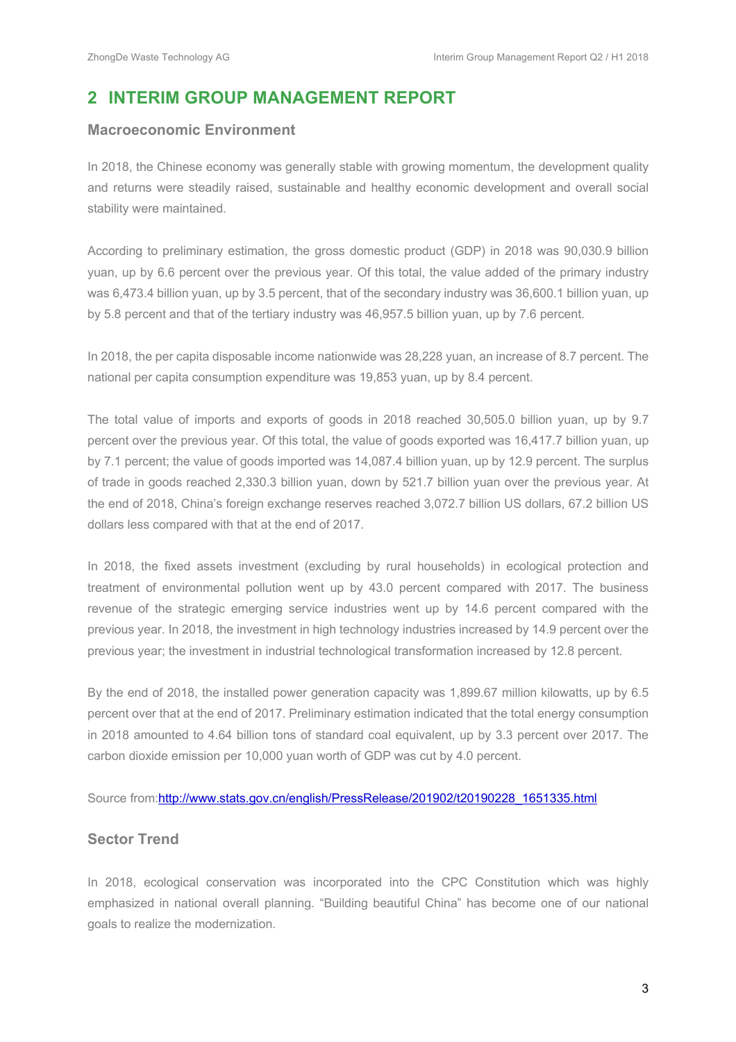## 2 INTERIM GROUP MANAGEMENT REPORT

### Macroeconomic Environment

In 2018, the Chinese economy was generally stable with growing momentum, the development quality and returns were steadily raised, sustainable and healthy economic development and overall social stability were maintained.

According to preliminary estimation, the gross domestic product (GDP) in 2018 was 90,030.9 billion yuan, up by 6.6 percent over the previous year. Of this total, the value added of the primary industry was 6,473.4 billion yuan, up by 3.5 percent, that of the secondary industry was 36,600.1 billion yuan, up by 5.8 percent and that of the tertiary industry was 46,957.5 billion yuan, up by 7.6 percent.

In 2018, the per capita disposable income nationwide was 28,228 yuan, an increase of 8.7 percent. The national per capita consumption expenditure was 19,853 yuan, up by 8.4 percent.

The total value of imports and exports of goods in 2018 reached 30,505.0 billion yuan, up by 9.7 percent over the previous year. Of this total, the value of goods exported was 16,417.7 billion yuan, up by 7.1 percent; the value of goods imported was 14,087.4 billion yuan, up by 12.9 percent. The surplus of trade in goods reached 2,330.3 billion yuan, down by 521.7 billion yuan over the previous year. At the end of 2018, China's foreign exchange reserves reached 3,072.7 billion US dollars, 67.2 billion US dollars less compared with that at the end of 2017.

In 2018, the fixed assets investment (excluding by rural households) in ecological protection and treatment of environmental pollution went up by 43.0 percent compared with 2017. The business revenue of the strategic emerging service industries went up by 14.6 percent compared with the previous year. In 2018, the investment in high technology industries increased by 14.9 percent over the previous year; the investment in industrial technological transformation increased by 12.8 percent.

By the end of 2018, the installed power generation capacity was 1,899.67 million kilowatts, up by 6.5 percent over that at the end of 2017. Preliminary estimation indicated that the total energy consumption in 2018 amounted to 4.64 billion tons of standard coal equivalent, up by 3.3 percent over 2017. The carbon dioxide emission per 10,000 yuan worth of GDP was cut by 4.0 percent.

Source from:[http://www.stats.gov.cn/english/PressRelease/201902/t20190228_1651335.html](http://www.stats.gov.cn/english/PressRelease/201902/t20190228_1651335.html)

### Sector Trend

In 2018, ecological conservation was incorporated into the CPC Constitution which was highly emphasized in national overall planning. "Building beautiful China" has become one of our national goals to realize the modernization.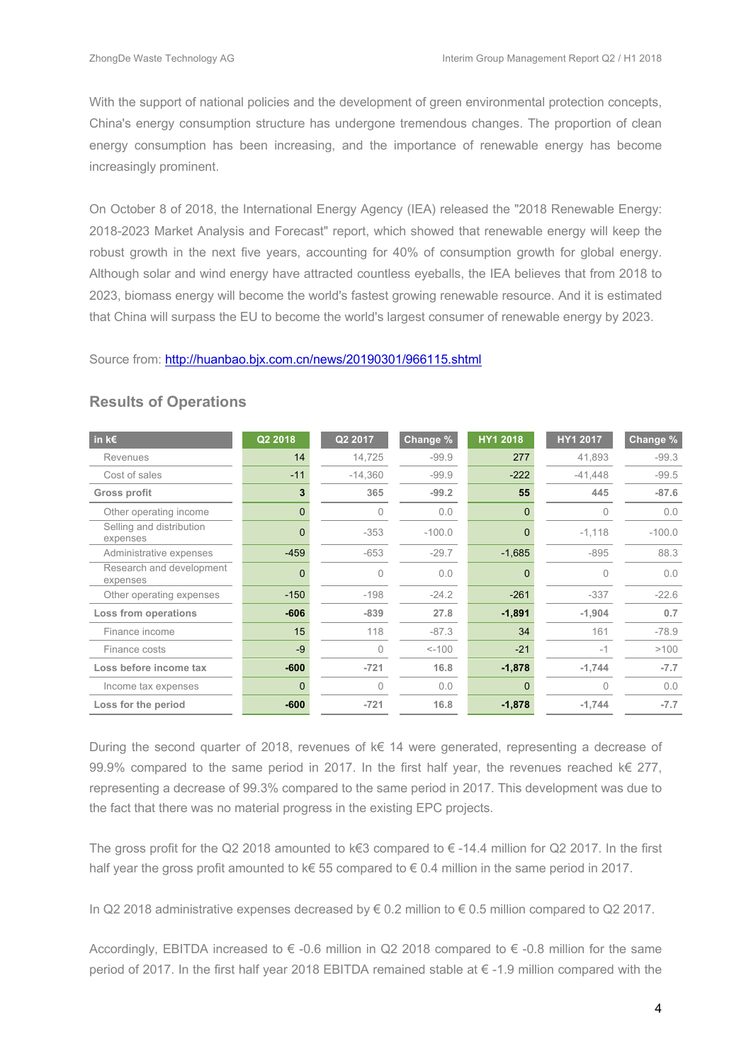With the support of national policies and the development of green environmental protection concepts, China's energy consumption structure has undergone tremendous changes. The proportion of clean energy consumption has been increasing, and the importance of renewable energy has become increasingly prominent.

On October 8 of 2018, the International Energy Agency (IEA) released the "2018 Renewable Energy: 2018-2023 Market Analysis and Forecast" report, which showed that renewable energy will keep the robust growth in the next five years, accounting for 40% of consumption growth for global energy. Although solar and wind energy have attracted countless eyeballs, the IEA believes that from 2018 to 2023, biomass energy will become the world's fastest growing renewable resource. And it is estimated that China will surpass the EU to become the world's largest consumer of renewable energy by 2023.

Source from: [http://huanbao.bjx.com.cn/news/20190301/966115.shtml](http://huanbao.bjx.com.cn/news/20190301/966115.shtml)

## Results of Operations

| in k€ | Q2 2018 | Q2 2017 | Change % | HY1 2018 | HY1 2017 | Change % |
|---|---|---|---|---|---|---|
| Revenues | 14 | 14,725 | -99.9 | 277 | 41,893 | -99.3 |
| Cost of sales | -11 | -14,360 | -99.9 | -222 | -41,448 | -99.5 |
| **Gross profit** | **3** | **365** | **-99.2** | **55** | **445** | **-87.6** |
| Other operating income | 0 | 0 | 0.0 | 0 | 0 | 0.0 |
| Selling and distribution expenses | 0 | -353 | -100.0 | 0 | -1,118 | -100.0 |
| Administrative expenses | -459 | -653 | -29.7 | -1,685 | -895 | 88.3 |
| Research and development expenses | 0 | 0 | 0.0 | 0 | 0 | 0.0 |
| Other operating expenses | -150 | -198 | -24.2 | -261 | -337 | -22.6 |
| **Loss from operations** | **-606** | **-839** | **27.8** | **-1,891** | **-1,904** | **0.7** |
| Finance income | 15 | 118 | -87.3 | 34 | 161 | -78.9 |
| Finance costs | -9 | 0 | <-100 | -21 | -1 | >100 |
| **Loss before income tax** | **-600** | **-721** | **16.8** | **-1,878** | **-1,744** | **-7.7** |
| Income tax expenses | 0 | 0 | 0.0 | 0 | 0 | 0.0 |
| **Loss for the period** | **-600** | **-721** | **16.8** | **-1,878** | **-1,744** | **-7.7** |

During the second quarter of 2018, revenues of k€ 14 were generated, representing a decrease of 99.9% compared to the same period in 2017. In the first half year, the revenues reached k€ 277, representing a decrease of 99.3% compared to the same period in 2017. This development was due to the fact that there was no material progress in the existing EPC projects.

The gross profit for the Q2 2018 amounted to k€3 compared to € -14.4 million for Q2 2017. In the first half year the gross profit amounted to k€ 55 compared to € 0.4 million in the same period in 2017.

In Q2 2018 administrative expenses decreased by € 0.2 million to € 0.5 million compared to Q2 2017.

Accordingly, EBITDA increased to € -0.6 million in Q2 2018 compared to € -0.8 million for the same period of 2017. In the first half year 2018 EBITDA remained stable at € -1.9 million compared with the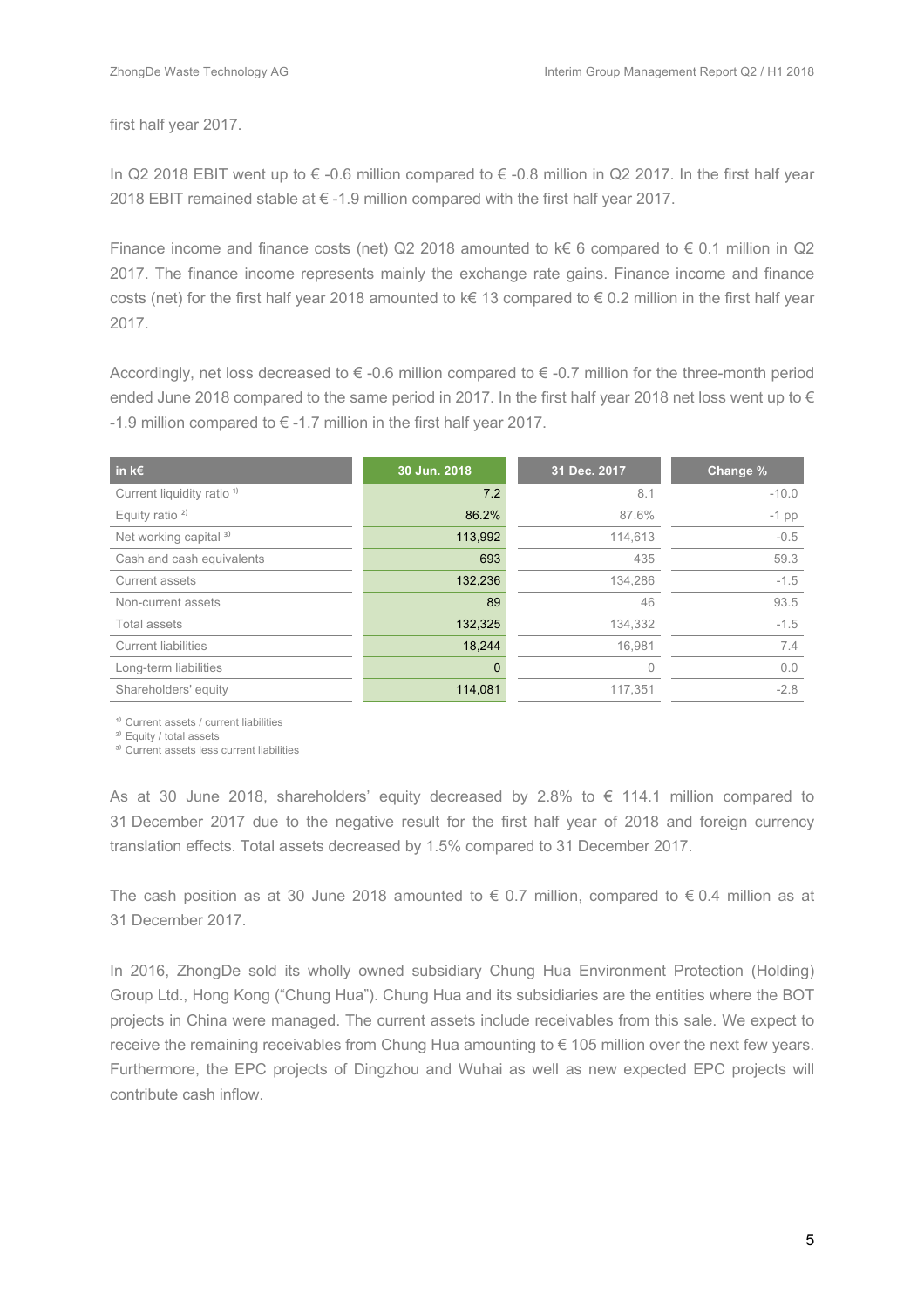first half year 2017.

In Q2 2018 EBIT went up to € -0.6 million compared to € -0.8 million in Q2 2017. In the first half year 2018 EBIT remained stable at € -1.9 million compared with the first half year 2017.

Finance income and finance costs (net) Q2 2018 amounted to k€ 6 compared to € 0.1 million in Q2 2017. The finance income represents mainly the exchange rate gains. Finance income and finance costs (net) for the first half year 2018 amounted to k€ 13 compared to € 0.2 million in the first half year 2017.

Accordingly, net loss decreased to € -0.6 million compared to € -0.7 million for the three-month period ended June 2018 compared to the same period in 2017. In the first half year 2018 net loss went up to € -1.9 million compared to € -1.7 million in the first half year 2017.

| in k€ | 30 Jun. 2018 | 31 Dec. 2017 | Change % |
|---|---|---|---|
| Current liquidity ratio [1] | 7.2 | 8.1 | -10.0 |
| Equity ratio [2] | 86.2% | 87.6% | -1 pp |
| Net working capital [3] | 113,992 | 114,613 | -0.5 |
| Cash and cash equivalents | 693 | 435 | 59.3 |
| Current assets | 132,236 | 134,286 | -1.5 |
| Non-current assets | 89 | 46 | 93.5 |
| Total assets | 132,325 | 134,332 | -1.5 |
| Current liabilities | 18,244 | 16,981 | 7.4 |
| Long-term liabilities | 0 | 0 | 0.0 |
| Shareholders' equity | 114,081 | 117,351 | -2.8 |

[1] Current assets / current liabilities
[2] Equity / total assets
[3] Current assets less current liabilities

As at 30 June 2018, shareholders' equity decreased by 2.8% to € 114.1 million compared to 31 December 2017 due to the negative result for the first half year of 2018 and foreign currency translation effects. Total assets decreased by 1.5% compared to 31 December 2017.

The cash position as at 30 June 2018 amounted to € 0.7 million, compared to € 0.4 million as at 31 December 2017.

In 2016, ZhongDe sold its wholly owned subsidiary Chung Hua Environment Protection (Holding) Group Ltd., Hong Kong ("Chung Hua"). Chung Hua and its subsidiaries are the entities where the BOT projects in China were managed. The current assets include receivables from this sale. We expect to receive the remaining receivables from Chung Hua amounting to € 105 million over the next few years. Furthermore, the EPC projects of Dingzhou and Wuhai as well as new expected EPC projects will contribute cash inflow.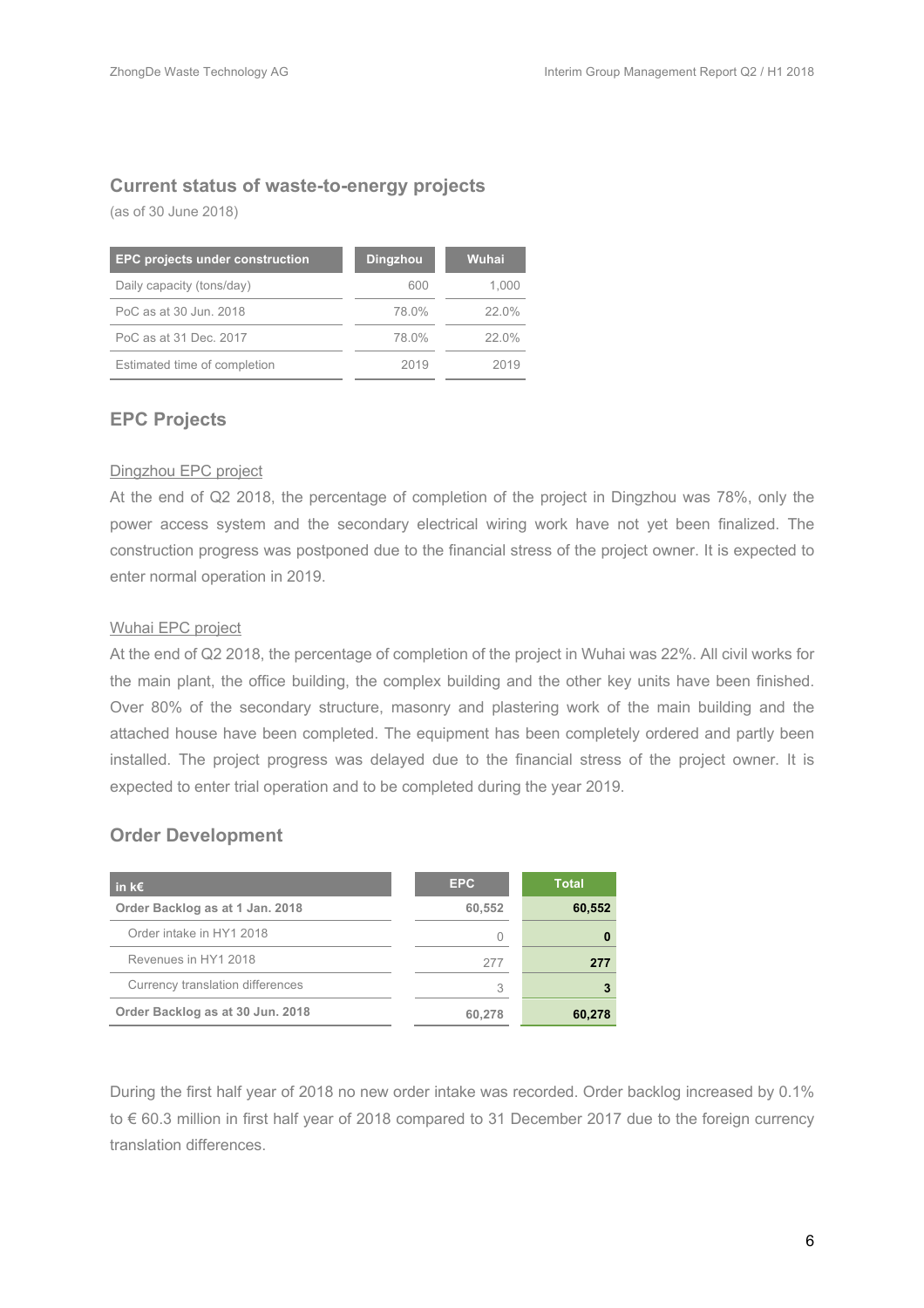## Current status of waste-to-energy projects

(as of 30 June 2018)

| EPC projects under construction | Dingzhou | Wuhai |
|---|---|---|
| Daily capacity (tons/day) | 600 | 1,000 |
| PoC as at 30 Jun. 2018 | 78.0% | 22.0% |
| PoC as at 31 Dec. 2017 | 78.0% | 22.0% |
| Estimated time of completion | 2019 | 2019 |

## EPC Projects

Dingzhou EPC project

At the end of Q2 2018, the percentage of completion of the project in Dingzhou was 78%, only the power access system and the secondary electrical wiring work have not yet been finalized. The construction progress was postponed due to the financial stress of the project owner. It is expected to enter normal operation in 2019.

Wuhai EPC project

At the end of Q2 2018, the percentage of completion of the project in Wuhai was 22%. All civil works for the main plant, the office building, the complex building and the other key units have been finished. Over 80% of the secondary structure, masonry and plastering work of the main building and the attached house have been completed. The equipment has been completely ordered and partly been installed. The project progress was delayed due to the financial stress of the project owner. It is expected to enter trial operation and to be completed during the year 2019.

## Order Development

| in k€ | EPC | Total |
|---|---|---|
| **Order Backlog as at 1 Jan. 2018** | **60,552** | **60,552** |
| Order intake in HY1 2018 | 0 | **0** |
| Revenues in HY1 2018 | 277 | **277** |
| Currency translation differences | 3 | **3** |
| **Order Backlog as at 30 Jun. 2018** | **60,278** | **60,278** |

During the first half year of 2018 no new order intake was recorded. Order backlog increased by 0.1% to € 60.3 million in first half year of 2018 compared to 31 December 2017 due to the foreign currency translation differences.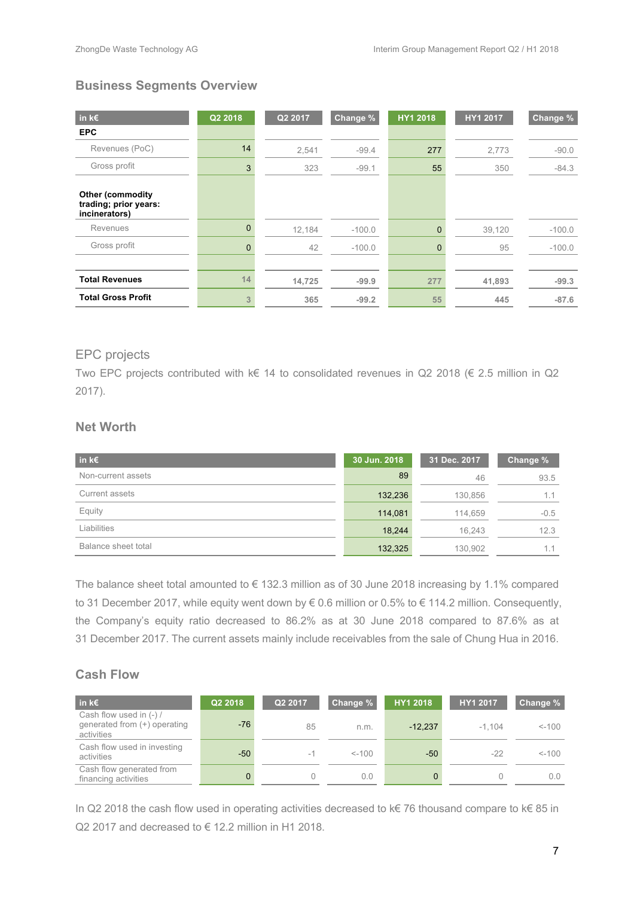## Business Segments Overview

| in k€ | Q2 2018 | Q2 2017 | Change % | HY1 2018 | HY1 2017 | Change % |
|---|---|---|---|---|---|---|
| **EPC** | | | | | | |
| Revenues (PoC) | 14 | 2,541 | -99.4 | 277 | 2,773 | -90.0 |
| Gross profit | 3 | 323 | -99.1 | 55 | 350 | -84.3 |
| **Other (commodity trading; prior years: incinerators)** | | | | | | |
| Revenues | 0 | 12,184 | -100.0 | 0 | 39,120 | -100.0 |
| Gross profit | 0 | 42 | -100.0 | 0 | 95 | -100.0 |
| **Total Revenues** | 14 | **14,725** | **-99.9** | 277 | **41,893** | **-99.3** |
| **Total Gross Profit** | 3 | **365** | **-99.2** | 55 | **445** | **-87.6** |

### EPC projects

Two EPC projects contributed with k€ 14 to consolidated revenues in Q2 2018 (€ 2.5 million in Q2 2017).

## Net Worth

| in k€ | 30 Jun. 2018 | 31 Dec. 2017 | Change % |
|---|---|---|---|
| Non-current assets | 89 | 46 | 93.5 |
| Current assets | 132,236 | 130,856 | 1.1 |
| Equity | 114,081 | 114,659 | -0.5 |
| Liabilities | 18,244 | 16,243 | 12.3 |
| Balance sheet total | 132,325 | 130,902 | 1.1 |

The balance sheet total amounted to € 132.3 million as of 30 June 2018 increasing by 1.1% compared to 31 December 2017, while equity went down by € 0.6 million or 0.5% to € 114.2 million. Consequently, the Company's equity ratio decreased to 86.2% as at 30 June 2018 compared to 87.6% as at 31 December 2017. The current assets mainly include receivables from the sale of Chung Hua in 2016.

## Cash Flow

| in k€ | Q2 2018 | Q2 2017 | Change % | HY1 2018 | HY1 2017 | Change % |
|---|---|---|---|---|---|---|
| Cash flow used in (-) / generated from (+) operating activities | -76 | 85 | n.m. | -12,237 | -1,104 | <-100 |
| Cash flow used in investing activities | -50 | -1 | <-100 | -50 | -22 | <-100 |
| Cash flow generated from financing activities | 0 | 0 | 0.0 | 0 | 0 | 0.0 |

In Q2 2018 the cash flow used in operating activities decreased to k€ 76 thousand compare to k€ 85 in Q2 2017 and decreased to € 12.2 million in H1 2018.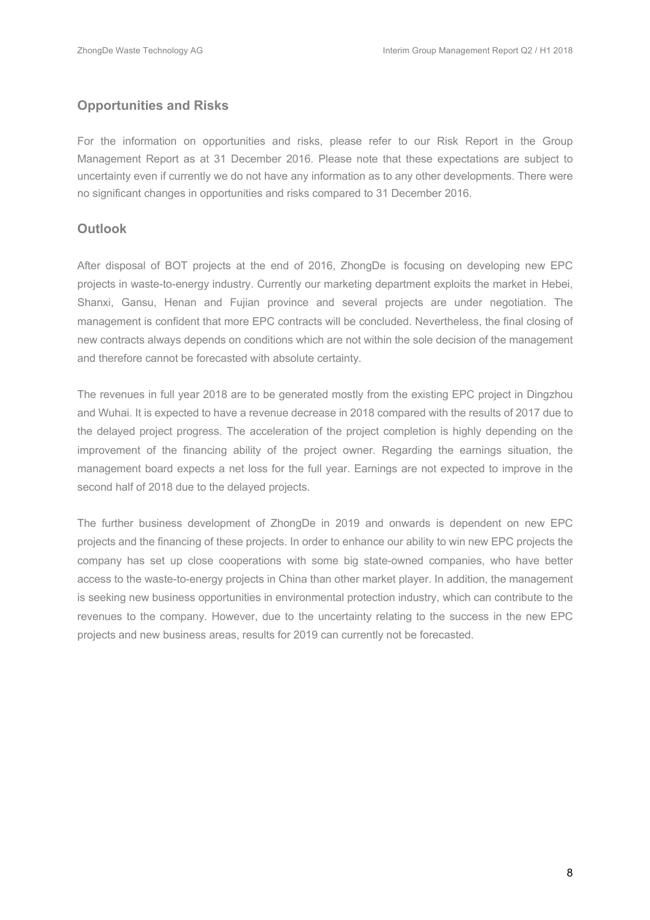## Opportunities and Risks

For the information on opportunities and risks, please refer to our Risk Report in the Group Management Report as at 31 December 2016. Please note that these expectations are subject to uncertainty even if currently we do not have any information as to any other developments. There were no significant changes in opportunities and risks compared to 31 December 2016.

## Outlook

After disposal of BOT projects at the end of 2016, ZhongDe is focusing on developing new EPC projects in waste-to-energy industry. Currently our marketing department exploits the market in Hebei, Shanxi, Gansu, Henan and Fujian province and several projects are under negotiation. The management is confident that more EPC contracts will be concluded. Nevertheless, the final closing of new contracts always depends on conditions which are not within the sole decision of the management and therefore cannot be forecasted with absolute certainty.

The revenues in full year 2018 are to be generated mostly from the existing EPC project in Dingzhou and Wuhai. It is expected to have a revenue decrease in 2018 compared with the results of 2017 due to the delayed project progress. The acceleration of the project completion is highly depending on the improvement of the financing ability of the project owner. Regarding the earnings situation, the management board expects a net loss for the full year. Earnings are not expected to improve in the second half of 2018 due to the delayed projects.

The further business development of ZhongDe in 2019 and onwards is dependent on new EPC projects and the financing of these projects. In order to enhance our ability to win new EPC projects the company has set up close cooperations with some big state-owned companies, who have better access to the waste-to-energy projects in China than other market player. In addition, the management is seeking new business opportunities in environmental protection industry, which can contribute to the revenues to the company. However, due to the uncertainty relating to the success in the new EPC projects and new business areas, results for 2019 can currently not be forecasted.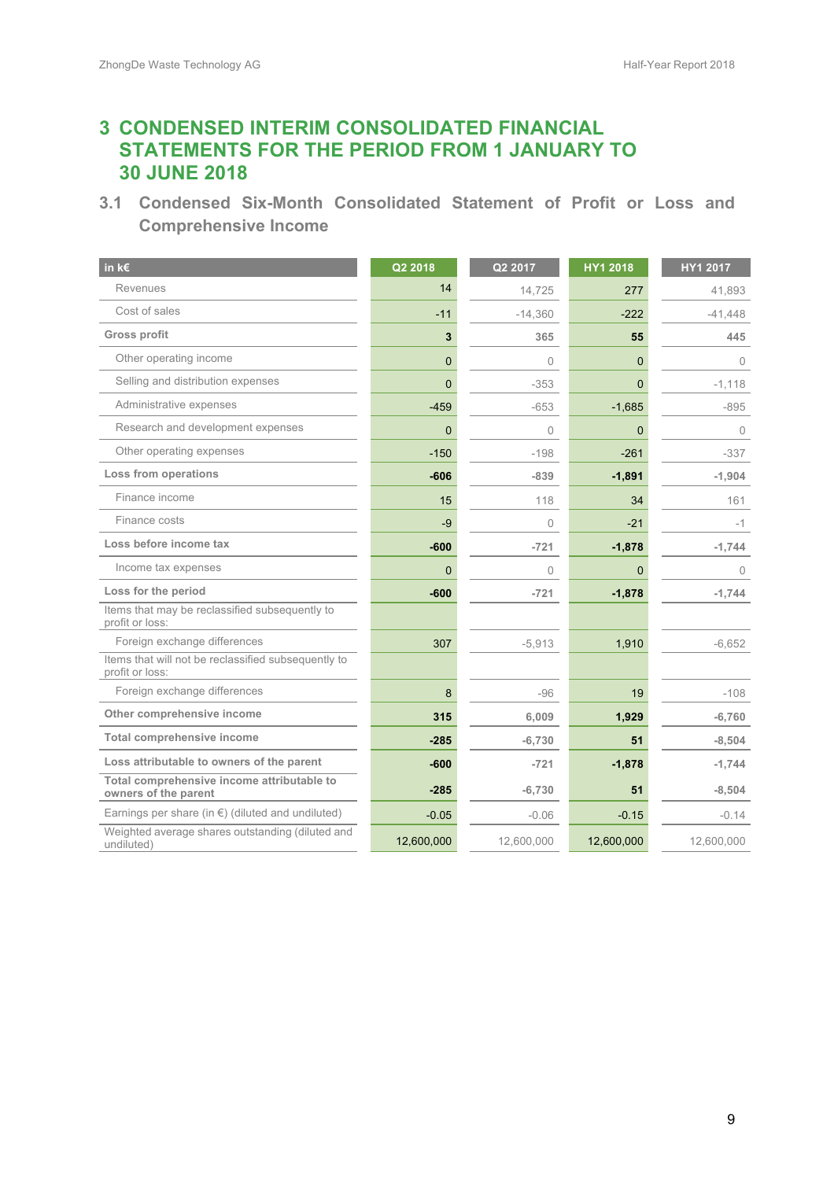# 3 CONDENSED INTERIM CONSOLIDATED FINANCIAL STATEMENTS FOR THE PERIOD FROM 1 JANUARY TO 30 JUNE 2018

## 3.1 Condensed Six-Month Consolidated Statement of Profit or Loss and Comprehensive Income

| in k€ | Q2 2018 | Q2 2017 | HY1 2018 | HY1 2017 |
|---|---|---|---|---|
| Revenues | 14 | 14,725 | 277 | 41,893 |
| Cost of sales | -11 | -14,360 | -222 | -41,448 |
| **Gross profit** | **3** | **365** | **55** | **445** |
| Other operating income | 0 | 0 | 0 | 0 |
| Selling and distribution expenses | 0 | -353 | 0 | -1,118 |
| Administrative expenses | -459 | -653 | -1,685 | -895 |
| Research and development expenses | 0 | 0 | 0 | 0 |
| Other operating expenses | -150 | -198 | -261 | -337 |
| **Loss from operations** | **-606** | **-839** | **-1,891** | **-1,904** |
| Finance income | 15 | 118 | 34 | 161 |
| Finance costs | -9 | 0 | -21 | -1 |
| **Loss before income tax** | **-600** | **-721** | **-1,878** | **-1,744** |
| Income tax expenses | 0 | 0 | 0 | 0 |
| **Loss for the period** | **-600** | **-721** | **-1,878** | **-1,744** |
| Items that may be reclassified subsequently to profit or loss: | | | | |
| Foreign exchange differences | 307 | -5,913 | 1,910 | -6,652 |
| Items that will not be reclassified subsequently to profit or loss: | | | | |
| Foreign exchange differences | 8 | -96 | 19 | -108 |
| **Other comprehensive income** | **315** | **6,009** | **1,929** | **-6,760** |
| **Total comprehensive income** | **-285** | **-6,730** | **51** | **-8,504** |
| **Loss attributable to owners of the parent** | **-600** | **-721** | **-1,878** | **-1,744** |
| **Total comprehensive income attributable to owners of the parent** | **-285** | **-6,730** | **51** | **-8,504** |
| Earnings per share (in €) (diluted and undiluted) | -0.05 | -0.06 | -0.15 | -0.14 |
| Weighted average shares outstanding (diluted and undiluted) | 12,600,000 | 12,600,000 | 12,600,000 | 12,600,000 |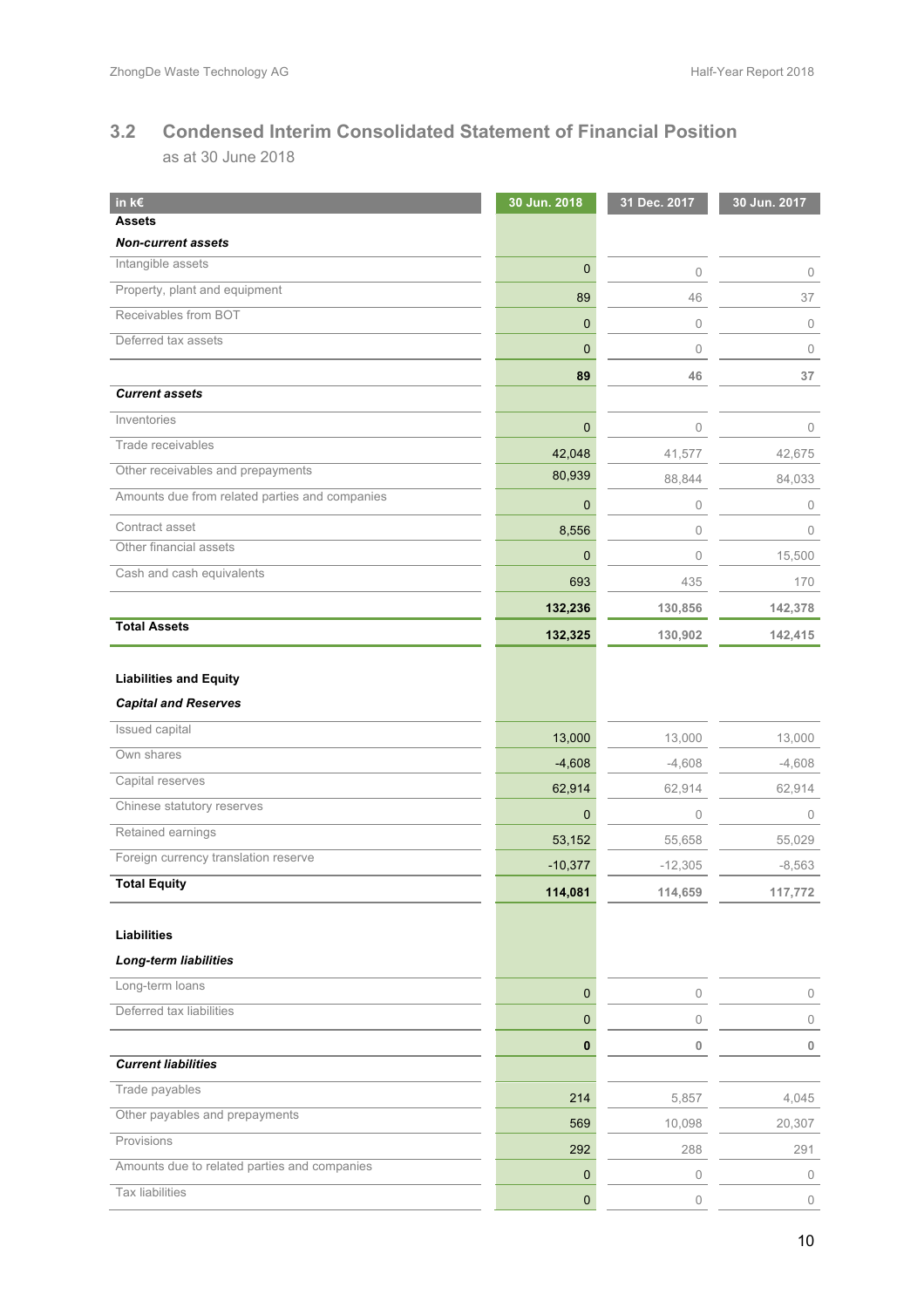## 3.2 Condensed Interim Consolidated Statement of Financial Position

as at 30 June 2018

| in k€ | 30 Jun. 2018 | 31 Dec. 2017 | 30 Jun. 2017 |
|---|---|---|---|
| **Assets** | | | |
| ***Non-current assets*** | | | |
| Intangible assets | 0 | 0 | 0 |
| Property, plant and equipment | 89 | 46 | 37 |
| Receivables from BOT | 0 | 0 | 0 |
| Deferred tax assets | 0 | 0 | 0 |
| | **89** | **46** | **37** |
| ***Current assets*** | | | |
| Inventories | 0 | 0 | 0 |
| Trade receivables | 42,048 | 41,577 | 42,675 |
| Other receivables and prepayments | 80,939 | 88,844 | 84,033 |
| Amounts due from related parties and companies | 0 | 0 | 0 |
| Contract asset | 8,556 | 0 | 0 |
| Other financial assets | 0 | 0 | 15,500 |
| Cash and cash equivalents | 693 | 435 | 170 |
| | **132,236** | **130,856** | **142,378** |
| **Total Assets** | **132,325** | **130,902** | **142,415** |
| | | | |
| **Liabilities and Equity** | | | |
| ***Capital and Reserves*** | | | |
| Issued capital | 13,000 | 13,000 | 13,000 |
| Own shares | -4,608 | -4,608 | -4,608 |
| Capital reserves | 62,914 | 62,914 | 62,914 |
| Chinese statutory reserves | 0 | 0 | 0 |
| Retained earnings | 53,152 | 55,658 | 55,029 |
| Foreign currency translation reserve | -10,377 | -12,305 | -8,563 |
| **Total Equity** | **114,081** | **114,659** | **117,772** |
| | | | |
| **Liabilities** | | | |
| ***Long-term liabilities*** | | | |
| Long-term loans | 0 | 0 | 0 |
| Deferred tax liabilities | 0 | 0 | 0 |
| | **0** | **0** | **0** |
| ***Current liabilities*** | | | |
| Trade payables | 214 | 5,857 | 4,045 |
| Other payables and prepayments | 569 | 10,098 | 20,307 |
| Provisions | 292 | 288 | 291 |
| Amounts due to related parties and companies | 0 | 0 | 0 |
| Tax liabilities | 0 | 0 | 0 |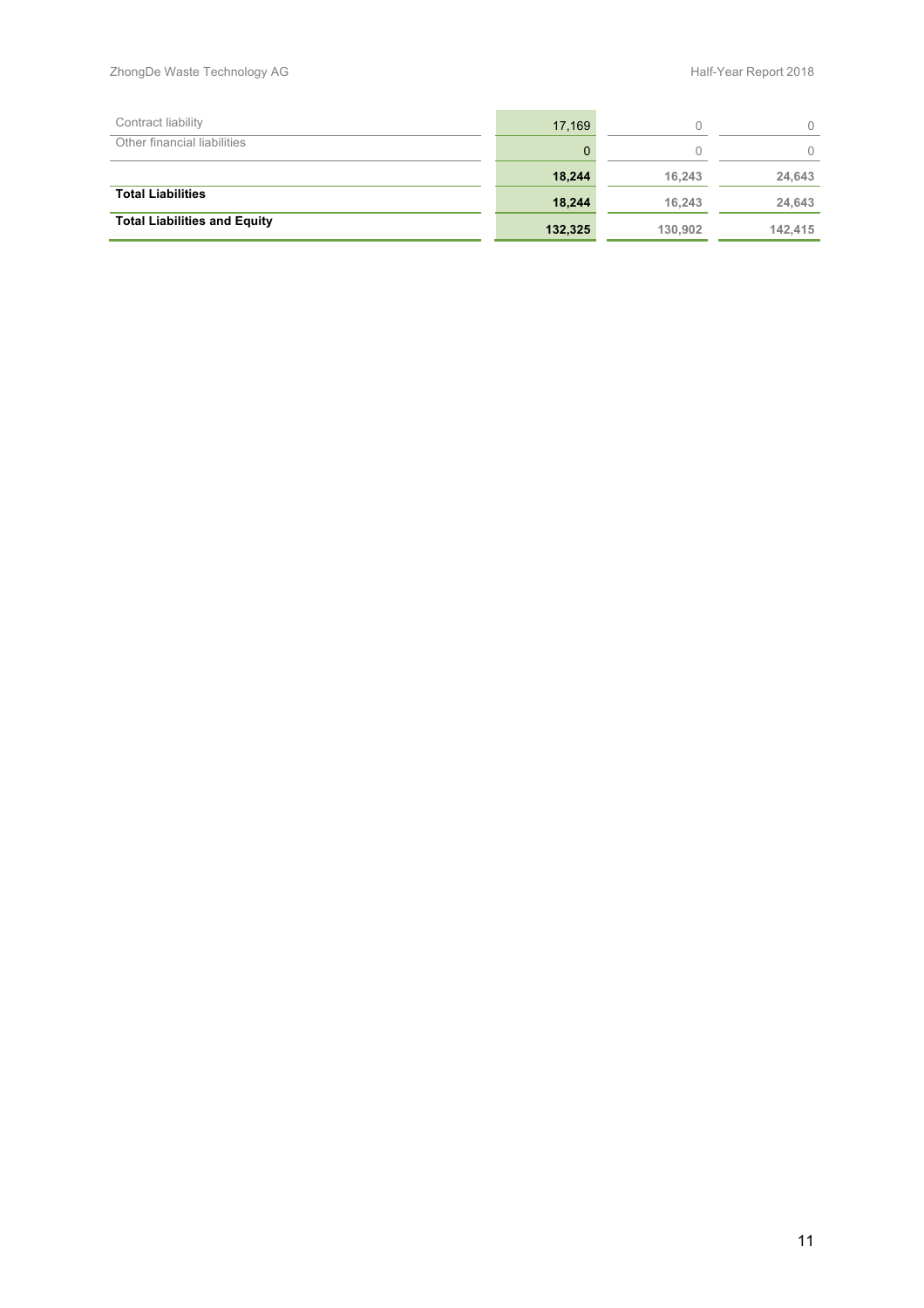| | | | |
|---|---|---|---|
| Contract liability | 17,169 | 0 | 0 |
| Other financial liabilities | 0 | 0 | 0 |
| | **18,244** | **16,243** | **24,643** |
| **Total Liabilities** | **18,244** | **16,243** | **24,643** |
| **Total Liabilities and Equity** | **132,325** | **130,902** | **142,415** |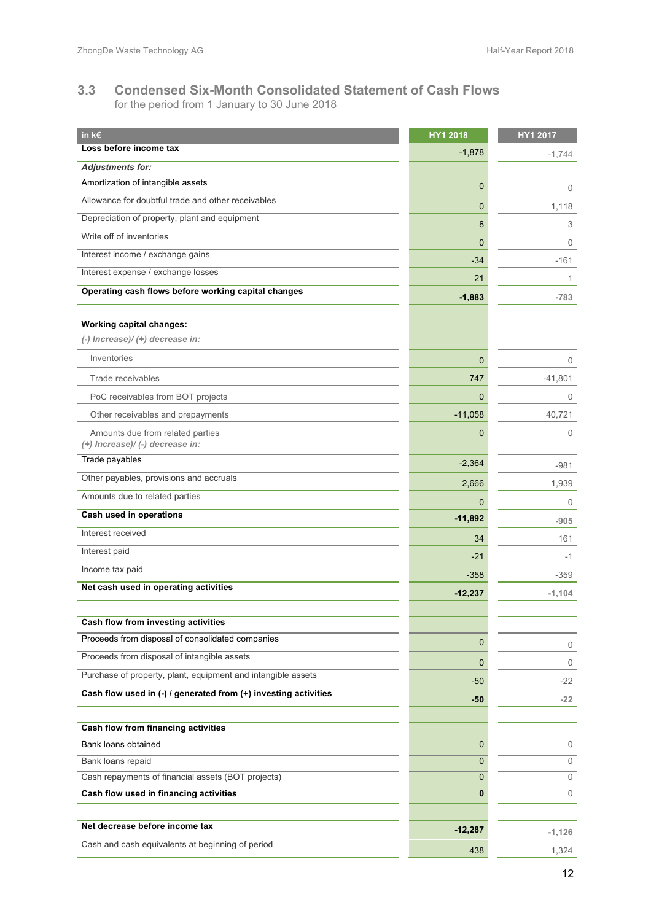## 3.3 Condensed Six-Month Consolidated Statement of Cash Flows

for the period from 1 January to 30 June 2018

| in k€ | HY1 2018 | HY1 2017 |
|---|---|---|
| **Loss before income tax** | -1,878 | -1,744 |
| ***Adjustments for:*** | | |
| Amortization of intangible assets | 0 | 0 |
| Allowance for doubtful trade and other receivables | 0 | 1,118 |
| Depreciation of property, plant and equipment | 8 | 3 |
| Write off of inventories | 0 | 0 |
| Interest income / exchange gains | -34 | -161 |
| Interest expense / exchange losses | 21 | 1 |
| **Operating cash flows before working capital changes** | **-1,883** | **-783** |
| **Working capital changes:** | | |
| ***(-) Increase)/ (+) decrease in:*** | | |
| Inventories | 0 | 0 |
| Trade receivables | 747 | -41,801 |
| PoC receivables from BOT projects | 0 | 0 |
| Other receivables and prepayments | -11,058 | 40,721 |
| Amounts due from related parties | 0 | 0 |
| ***(+) Increase)/ (-) decrease in:*** | | |
| Trade payables | -2,364 | -981 |
| Other payables, provisions and accruals | 2,666 | 1,939 |
| Amounts due to related parties | 0 | 0 |
| **Cash used in operations** | **-11,892** | **-905** |
| Interest received | 34 | 161 |
| Interest paid | -21 | -1 |
| Income tax paid | -358 | -359 |
| **Net cash used in operating activities** | **-12,237** | **-1,104** |
| **Cash flow from investing activities** | | |
| Proceeds from disposal of consolidated companies | 0 | 0 |
| Proceeds from disposal of intangible assets | 0 | 0 |
| Purchase of property, plant, equipment and intangible assets | -50 | -22 |
| **Cash flow used in (-) / generated from (+) investing activities** | **-50** | **-22** |
| **Cash flow from financing activities** | | |
| Bank loans obtained | 0 | 0 |
| Bank loans repaid | 0 | 0 |
| Cash repayments of financial assets (BOT projects) | 0 | 0 |
| **Cash flow used in financing activities** | **0** | 0 |
| **Net decrease before income tax** | **-12,287** | **-1,126** |
| Cash and cash equivalents at beginning of period | 438 | 1,324 |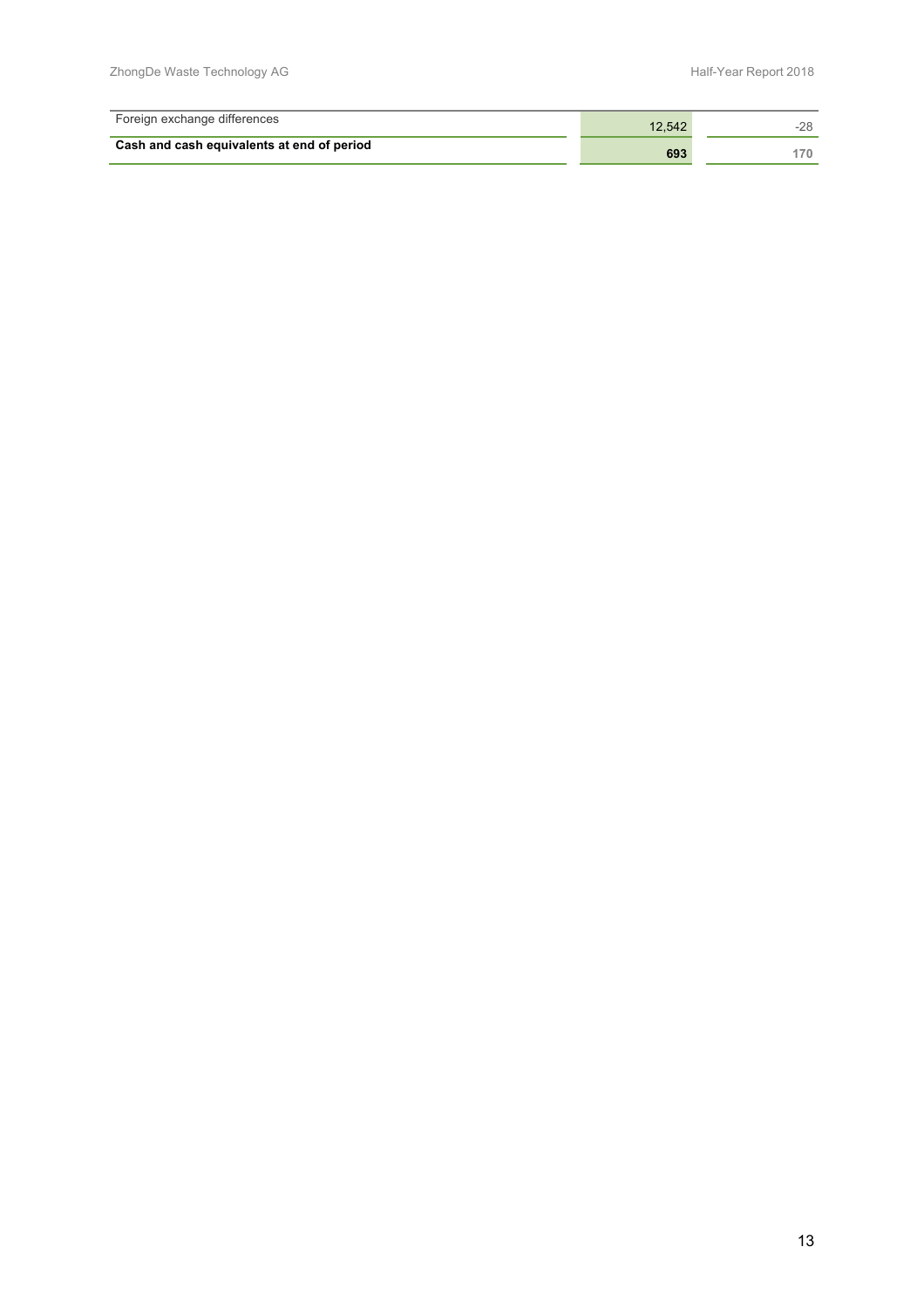| | | |
|---|---|---|
| Foreign exchange differences | 12,542 | -28 |
| **Cash and cash equivalents at end of period** | **693** | **170** |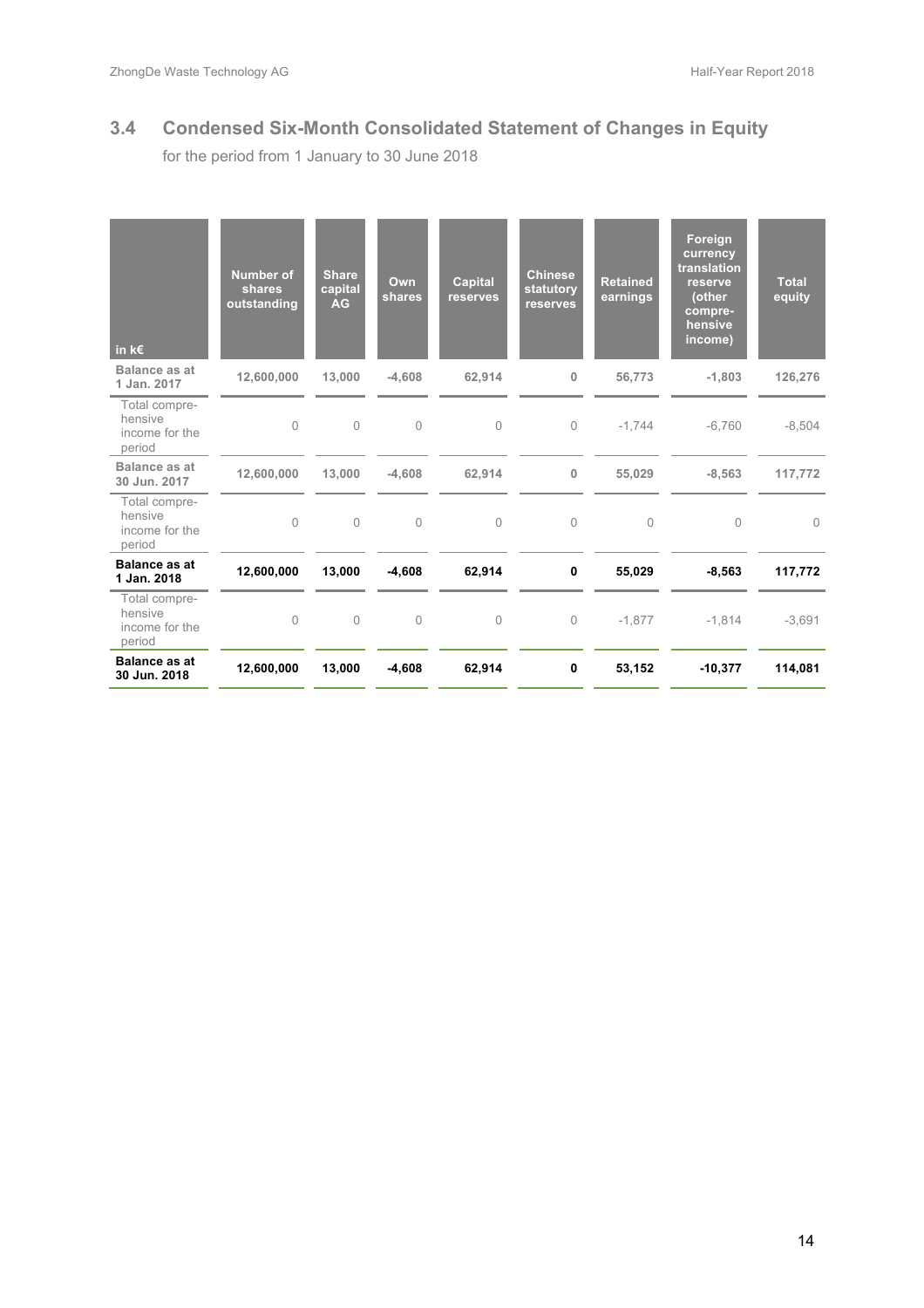## 3.4 Condensed Six-Month Consolidated Statement of Changes in Equity

for the period from 1 January to 30 June 2018

| in k€ | Number of shares outstanding | Share capital AG | Own shares | Capital reserves | Chinese statutory reserves | Retained earnings | Foreign currency translation reserve (other comprehensive income) | Total equity |
|---|---|---|---|---|---|---|---|---|
| **Balance as at 1 Jan. 2017** | **12,600,000** | **13,000** | **-4,608** | **62,914** | **0** | **56,773** | **-1,803** | **126,276** |
| Total comprehensive income for the period | 0 | 0 | 0 | 0 | 0 | -1,744 | -6,760 | -8,504 |
| **Balance as at 30 Jun. 2017** | **12,600,000** | **13,000** | **-4,608** | **62,914** | **0** | **55,029** | **-8,563** | **117,772** |
| Total comprehensive income for the period | 0 | 0 | 0 | 0 | 0 | 0 | 0 | 0 |
| **Balance as at 1 Jan. 2018** | **12,600,000** | **13,000** | **-4,608** | **62,914** | **0** | **55,029** | **-8,563** | **117,772** |
| Total comprehensive income for the period | 0 | 0 | 0 | 0 | 0 | -1,877 | -1,814 | -3,691 |
| **Balance as at 30 Jun. 2018** | **12,600,000** | **13,000** | **-4,608** | **62,914** | **0** | **53,152** | **-10,377** | **114,081** |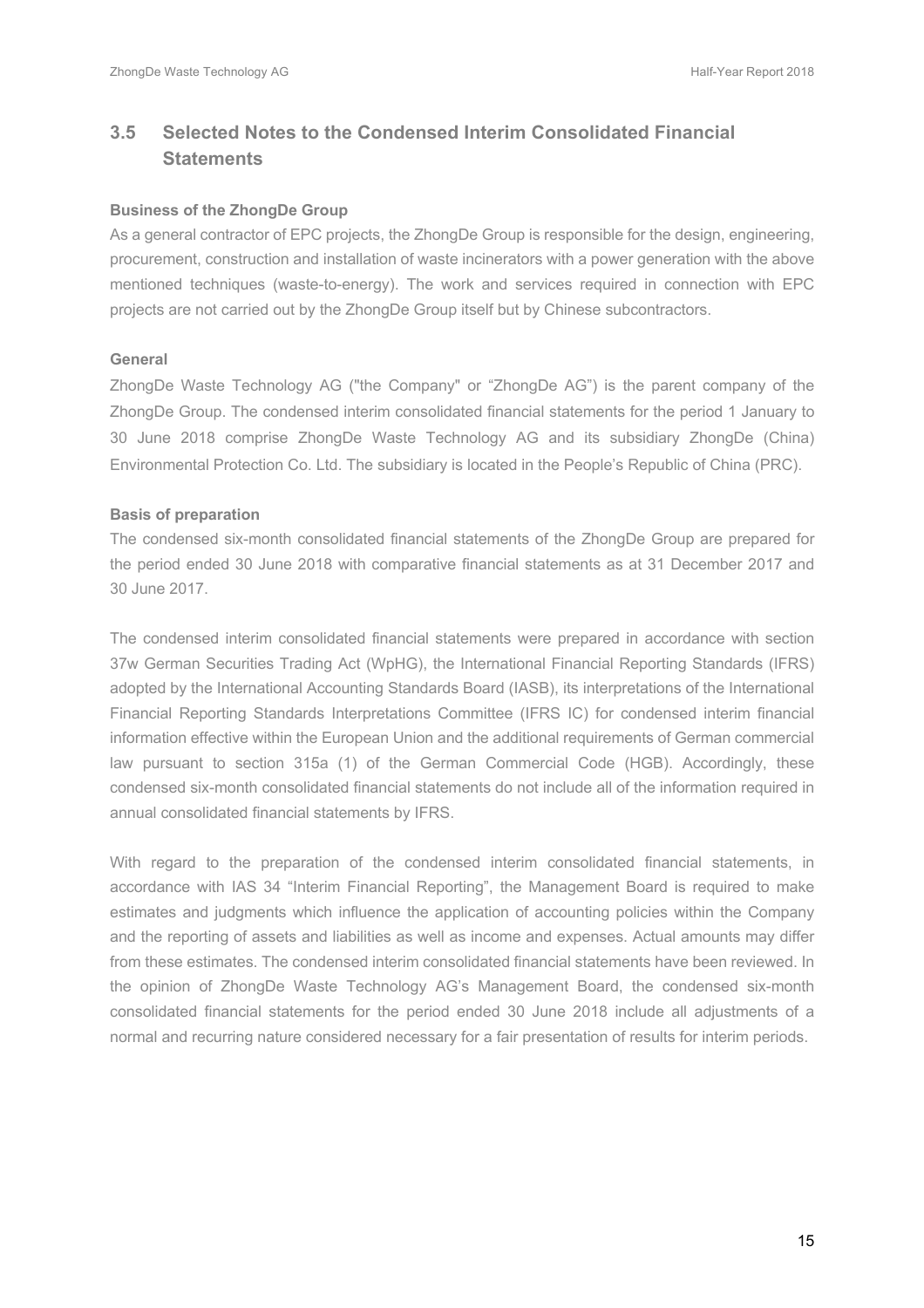## 3.5 Selected Notes to the Condensed Interim Consolidated Financial Statements

**Business of the ZhongDe Group**

As a general contractor of EPC projects, the ZhongDe Group is responsible for the design, engineering, procurement, construction and installation of waste incinerators with a power generation with the above mentioned techniques (waste-to-energy). The work and services required in connection with EPC projects are not carried out by the ZhongDe Group itself but by Chinese subcontractors.

**General**

ZhongDe Waste Technology AG ("the Company" or "ZhongDe AG") is the parent company of the ZhongDe Group. The condensed interim consolidated financial statements for the period 1 January to 30 June 2018 comprise ZhongDe Waste Technology AG and its subsidiary ZhongDe (China) Environmental Protection Co. Ltd. The subsidiary is located in the People's Republic of China (PRC).

**Basis of preparation**

The condensed six-month consolidated financial statements of the ZhongDe Group are prepared for the period ended 30 June 2018 with comparative financial statements as at 31 December 2017 and 30 June 2017.

The condensed interim consolidated financial statements were prepared in accordance with section 37w German Securities Trading Act (WpHG), the International Financial Reporting Standards (IFRS) adopted by the International Accounting Standards Board (IASB), its interpretations of the International Financial Reporting Standards Interpretations Committee (IFRS IC) for condensed interim financial information effective within the European Union and the additional requirements of German commercial law pursuant to section 315a (1) of the German Commercial Code (HGB). Accordingly, these condensed six-month consolidated financial statements do not include all of the information required in annual consolidated financial statements by IFRS.

With regard to the preparation of the condensed interim consolidated financial statements, in accordance with IAS 34 "Interim Financial Reporting", the Management Board is required to make estimates and judgments which influence the application of accounting policies within the Company and the reporting of assets and liabilities as well as income and expenses. Actual amounts may differ from these estimates. The condensed interim consolidated financial statements have been reviewed. In the opinion of ZhongDe Waste Technology AG's Management Board, the condensed six-month consolidated financial statements for the period ended 30 June 2018 include all adjustments of a normal and recurring nature considered necessary for a fair presentation of results for interim periods.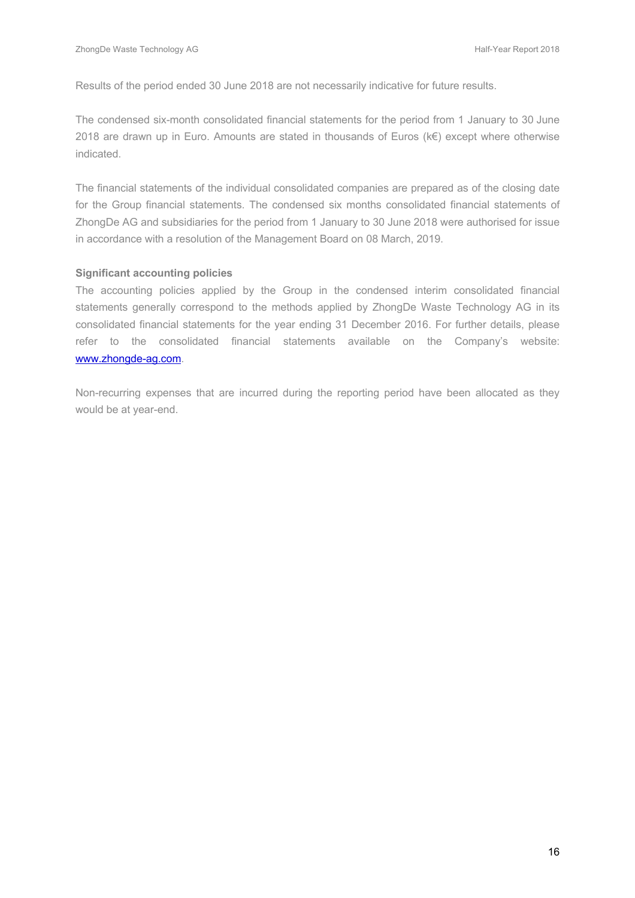Results of the period ended 30 June 2018 are not necessarily indicative for future results.

The condensed six-month consolidated financial statements for the period from 1 January to 30 June 2018 are drawn up in Euro. Amounts are stated in thousands of Euros (k€) except where otherwise indicated.

The financial statements of the individual consolidated companies are prepared as of the closing date for the Group financial statements. The condensed six months consolidated financial statements of ZhongDe AG and subsidiaries for the period from 1 January to 30 June 2018 were authorised for issue in accordance with a resolution of the Management Board on 08 March, 2019.

**Significant accounting policies**

The accounting policies applied by the Group in the condensed interim consolidated financial statements generally correspond to the methods applied by ZhongDe Waste Technology AG in its consolidated financial statements for the year ending 31 December 2016. For further details, please refer to the consolidated financial statements available on the Company's website: [www.zhongde-ag.com](http://www.zhongde-ag.com).

Non-recurring expenses that are incurred during the reporting period have been allocated as they would be at year-end.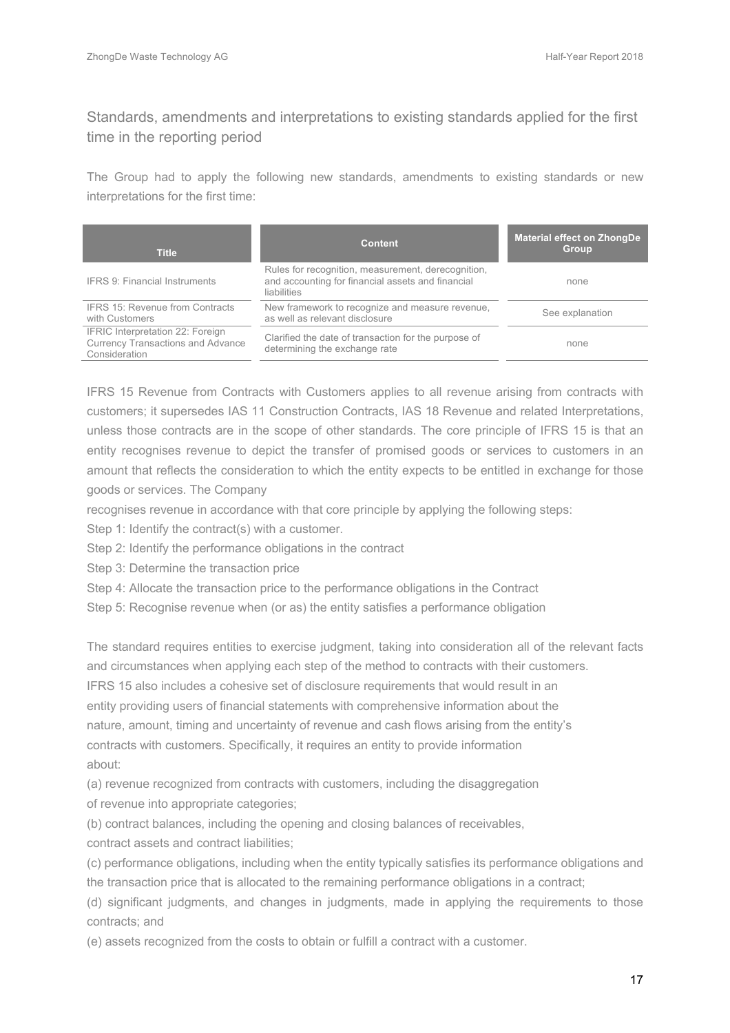## Standards, amendments and interpretations to existing standards applied for the first time in the reporting period

The Group had to apply the following new standards, amendments to existing standards or new interpretations for the first time:

| Title | Content | Material effect on ZhongDe Group |
|---|---|---|
| IFRS 9: Financial Instruments | Rules for recognition, measurement, derecognition, and accounting for financial assets and financial liabilities | none |
| IFRS 15: Revenue from Contracts with Customers | New framework to recognize and measure revenue, as well as relevant disclosure | See explanation |
| IFRIC Interpretation 22: Foreign Currency Transactions and Advance Consideration | Clarified the date of transaction for the purpose of determining the exchange rate | none |

IFRS 15 Revenue from Contracts with Customers applies to all revenue arising from contracts with customers; it supersedes IAS 11 Construction Contracts, IAS 18 Revenue and related Interpretations, unless those contracts are in the scope of other standards. The core principle of IFRS 15 is that an entity recognises revenue to depict the transfer of promised goods or services to customers in an amount that reflects the consideration to which the entity expects to be entitled in exchange for those goods or services. The Company

recognises revenue in accordance with that core principle by applying the following steps:

Step 1: Identify the contract(s) with a customer.

Step 2: Identify the performance obligations in the contract

Step 3: Determine the transaction price

Step 4: Allocate the transaction price to the performance obligations in the Contract

Step 5: Recognise revenue when (or as) the entity satisfies a performance obligation

The standard requires entities to exercise judgment, taking into consideration all of the relevant facts and circumstances when applying each step of the method to contracts with their customers.

IFRS 15 also includes a cohesive set of disclosure requirements that would result in an entity providing users of financial statements with comprehensive information about the nature, amount, timing and uncertainty of revenue and cash flows arising from the entity's contracts with customers. Specifically, it requires an entity to provide information about:

(a) revenue recognized from contracts with customers, including the disaggregation of revenue into appropriate categories;

(b) contract balances, including the opening and closing balances of receivables, contract assets and contract liabilities;

(c) performance obligations, including when the entity typically satisfies its performance obligations and the transaction price that is allocated to the remaining performance obligations in a contract;

(d) significant judgments, and changes in judgments, made in applying the requirements to those contracts; and

(e) assets recognized from the costs to obtain or fulfill a contract with a customer.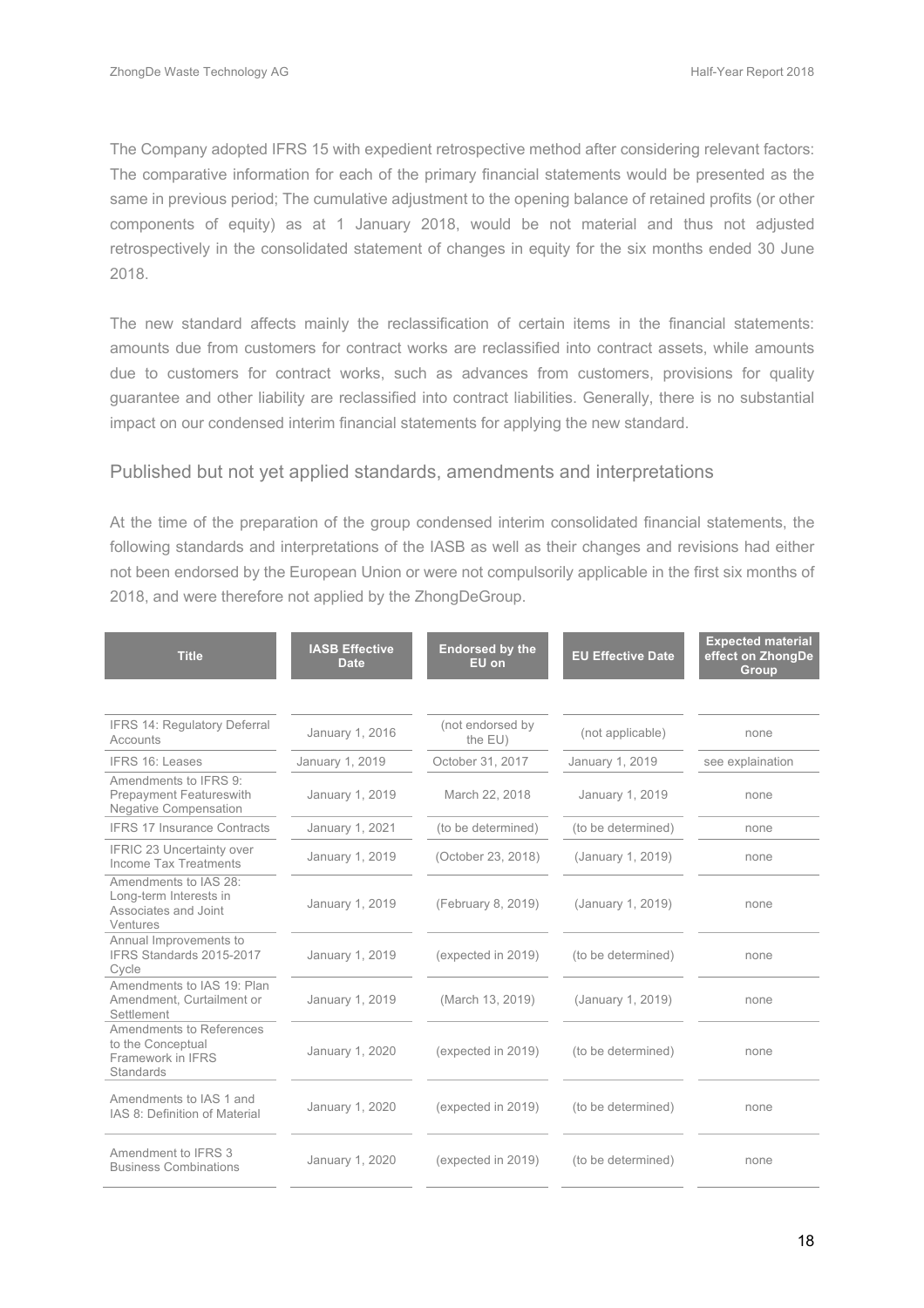The Company adopted IFRS 15 with expedient retrospective method after considering relevant factors: The comparative information for each of the primary financial statements would be presented as the same in previous period; The cumulative adjustment to the opening balance of retained profits (or other components of equity) as at 1 January 2018, would be not material and thus not adjusted retrospectively in the consolidated statement of changes in equity for the six months ended 30 June 2018.

The new standard affects mainly the reclassification of certain items in the financial statements: amounts due from customers for contract works are reclassified into contract assets, while amounts due to customers for contract works, such as advances from customers, provisions for quality guarantee and other liability are reclassified into contract liabilities. Generally, there is no substantial impact on our condensed interim financial statements for applying the new standard.

## Published but not yet applied standards, amendments and interpretations

At the time of the preparation of the group condensed interim consolidated financial statements, the following standards and interpretations of the IASB as well as their changes and revisions had either not been endorsed by the European Union or were not compulsorily applicable in the first six months of 2018, and were therefore not applied by the ZhongDeGroup.

| Title | IASB Effective Date | Endorsed by the EU on | EU Effective Date | Expected material effect on ZhongDe Group |
|---|---|---|---|---|
| IFRS 14: Regulatory Deferral Accounts | January 1, 2016 | (not endorsed by the EU) | (not applicable) | none |
| IFRS 16: Leases | January 1, 2019 | October 31, 2017 | January 1, 2019 | see explaination |
| Amendments to IFRS 9: Prepayment Featureswith Negative Compensation | January 1, 2019 | March 22, 2018 | January 1, 2019 | none |
| IFRS 17 Insurance Contracts | January 1, 2021 | (to be determined) | (to be determined) | none |
| IFRIC 23 Uncertainty over Income Tax Treatments | January 1, 2019 | (October 23, 2018) | (January 1, 2019) | none |
| Amendments to IAS 28: Long-term Interests in Associates and Joint Ventures | January 1, 2019 | (February 8, 2019) | (January 1, 2019) | none |
| Annual Improvements to IFRS Standards 2015-2017 Cycle | January 1, 2019 | (expected in 2019) | (to be determined) | none |
| Amendments to IAS 19: Plan Amendment, Curtailment or Settlement | January 1, 2019 | (March 13, 2019) | (January 1, 2019) | none |
| Amendments to References to the Conceptual Framework in IFRS Standards | January 1, 2020 | (expected in 2019) | (to be determined) | none |
| Amendments to IAS 1 and IAS 8: Definition of Material | January 1, 2020 | (expected in 2019) | (to be determined) | none |
| Amendment to IFRS 3 Business Combinations | January 1, 2020 | (expected in 2019) | (to be determined) | none |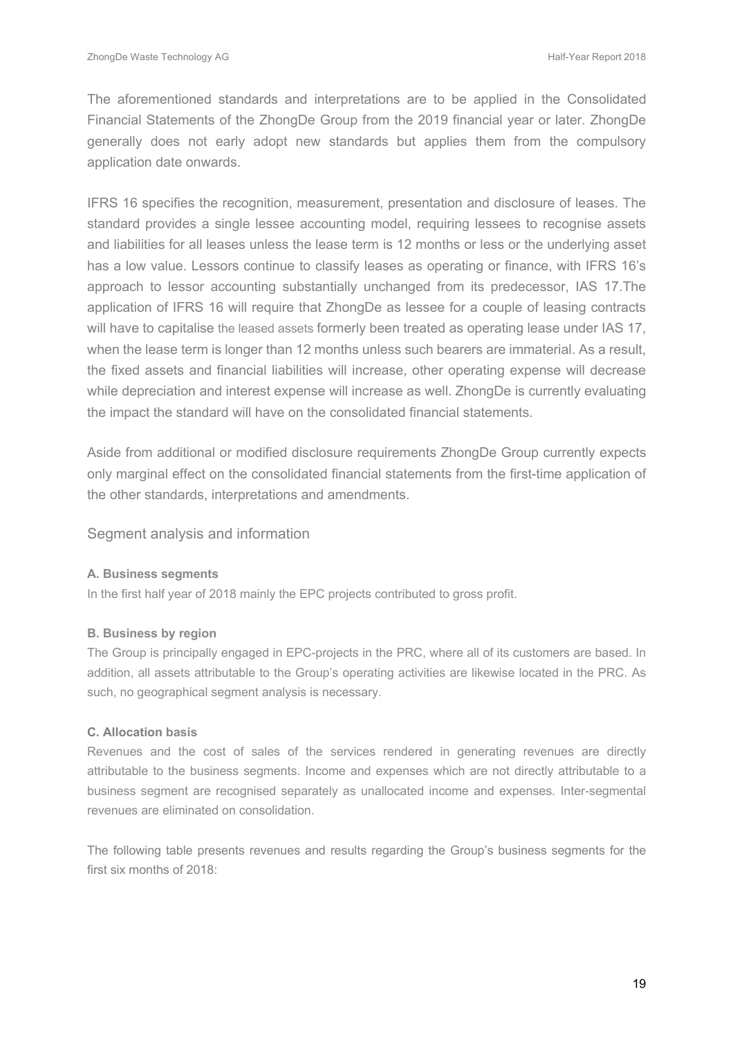The aforementioned standards and interpretations are to be applied in the Consolidated Financial Statements of the ZhongDe Group from the 2019 financial year or later. ZhongDe generally does not early adopt new standards but applies them from the compulsory application date onwards.

IFRS 16 specifies the recognition, measurement, presentation and disclosure of leases. The standard provides a single lessee accounting model, requiring lessees to recognise assets and liabilities for all leases unless the lease term is 12 months or less or the underlying asset has a low value. Lessors continue to classify leases as operating or finance, with IFRS 16's approach to lessor accounting substantially unchanged from its predecessor, IAS 17.The application of IFRS 16 will require that ZhongDe as lessee for a couple of leasing contracts will have to capitalise the leased assets formerly been treated as operating lease under IAS 17, when the lease term is longer than 12 months unless such bearers are immaterial. As a result, the fixed assets and financial liabilities will increase, other operating expense will decrease while depreciation and interest expense will increase as well. ZhongDe is currently evaluating the impact the standard will have on the consolidated financial statements.

Aside from additional or modified disclosure requirements ZhongDe Group currently expects only marginal effect on the consolidated financial statements from the first-time application of the other standards, interpretations and amendments.

## Segment analysis and information

**A. Business segments**

In the first half year of 2018 mainly the EPC projects contributed to gross profit.

**B. Business by region**

The Group is principally engaged in EPC-projects in the PRC, where all of its customers are based. In addition, all assets attributable to the Group's operating activities are likewise located in the PRC. As such, no geographical segment analysis is necessary.

**C. Allocation basis**

Revenues and the cost of sales of the services rendered in generating revenues are directly attributable to the business segments. Income and expenses which are not directly attributable to a business segment are recognised separately as unallocated income and expenses. Inter-segmental revenues are eliminated on consolidation.

The following table presents revenues and results regarding the Group's business segments for the first six months of 2018: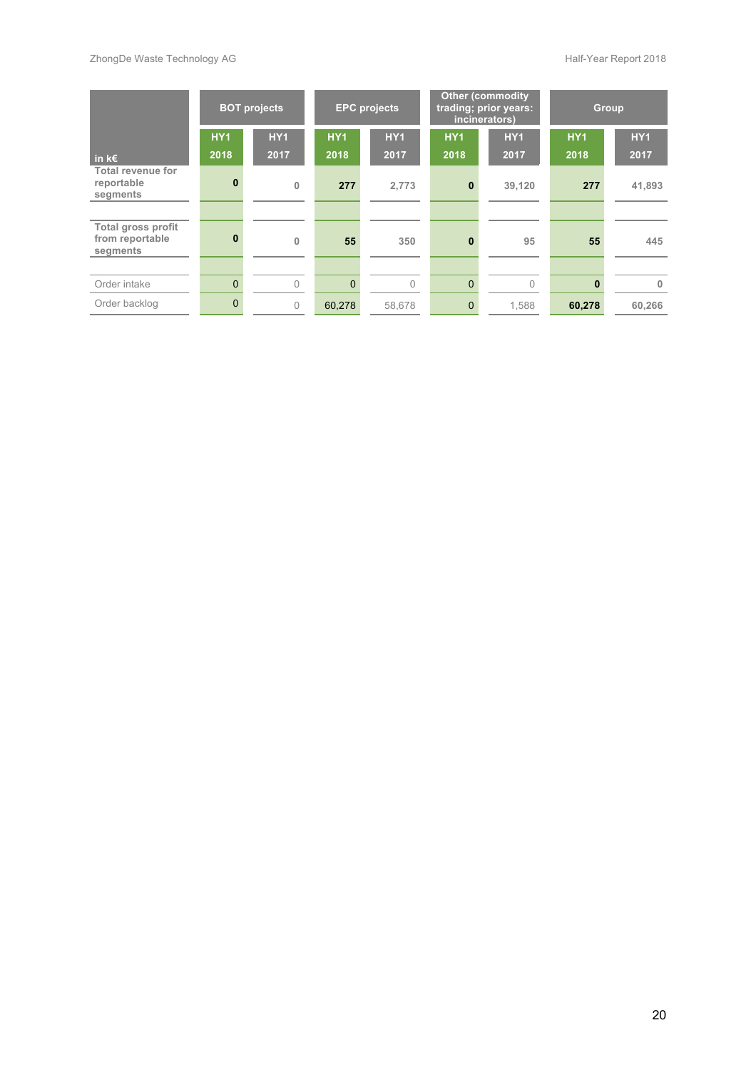| in k€ | BOT projects | | EPC projects | | Other (commodity trading; prior years: incinerators) | | Group | |
|---|---|---|---|---|---|---|---|---|
| | HY1 2018 | HY1 2017 | HY1 2018 | HY1 2017 | HY1 2018 | HY1 2017 | HY1 2018 | HY1 2017 |
| **Total revenue for reportable segments** | **0** | 0 | **277** | 2,773 | **0** | 39,120 | **277** | 41,893 |
| | | | | | | | | |
| **Total gross profit from reportable segments** | **0** | 0 | **55** | 350 | **0** | 95 | **55** | 445 |
| | | | | | | | | |
| Order intake | 0 | 0 | 0 | 0 | 0 | 0 | **0** | 0 |
| Order backlog | 0 | 0 | 60,278 | 58,678 | 0 | 1,588 | **60,278** | 60,266 |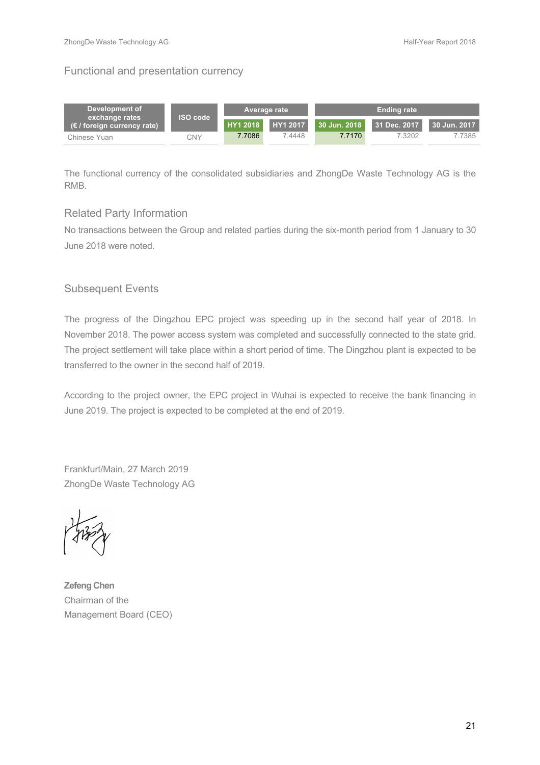## Functional and presentation currency

| Development of exchange rates (€ / foreign currency rate) | ISO code | Average rate | | Ending rate | | |
|---|---|---|---|---|---|---|
| | | HY1 2018 | HY1 2017 | 30 Jun. 2018 | 31 Dec. 2017 | 30 Jun. 2017 |
| Chinese Yuan | CNY | 7.7086 | 7.4448 | 7.7170 | 7.3202 | 7.7385 |

The functional currency of the consolidated subsidiaries and ZhongDe Waste Technology AG is the RMB.

## Related Party Information

No transactions between the Group and related parties during the six-month period from 1 January to 30 June 2018 were noted.

## Subsequent Events

The progress of the Dingzhou EPC project was speeding up in the second half year of 2018. In November 2018. The power access system was completed and successfully connected to the state grid. The project settlement will take place within a short period of time. The Dingzhou plant is expected to be transferred to the owner in the second half of 2019.

According to the project owner, the EPC project in Wuhai is expected to receive the bank financing in June 2019. The project is expected to be completed at the end of 2019.

Frankfurt/Main, 27 March 2019
ZhongDe Waste Technology AG

**Zefeng Chen**
Chairman of the
Management Board (CEO)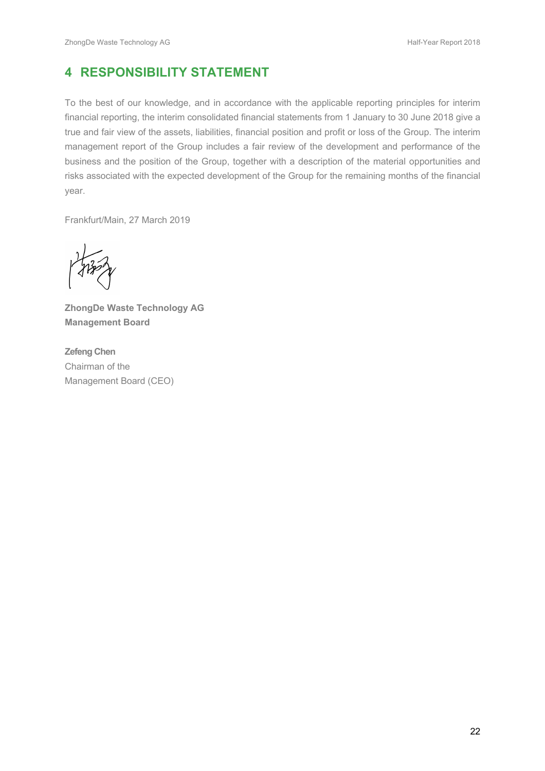## 4 RESPONSIBILITY STATEMENT

To the best of our knowledge, and in accordance with the applicable reporting principles for interim financial reporting, the interim consolidated financial statements from 1 January to 30 June 2018 give a true and fair view of the assets, liabilities, financial position and profit or loss of the Group. The interim management report of the Group includes a fair review of the development and performance of the business and the position of the Group, together with a description of the material opportunities and risks associated with the expected development of the Group for the remaining months of the financial year.

Frankfurt/Main, 27 March 2019

**ZhongDe Waste Technology AG**
**Management Board**

**Zefeng Chen**
Chairman of the
Management Board (CEO)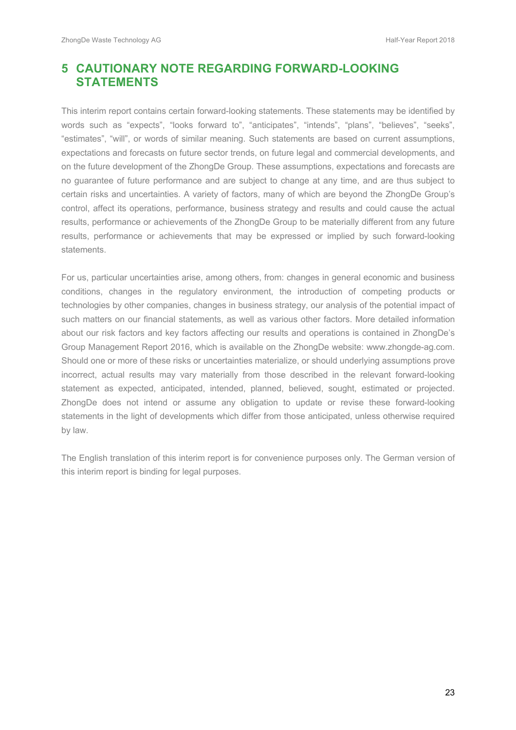# 5 CAUTIONARY NOTE REGARDING FORWARD-LOOKING STATEMENTS

This interim report contains certain forward-looking statements. These statements may be identified by words such as "expects", "looks forward to", "anticipates", "intends", "plans", "believes", "seeks", "estimates", "will", or words of similar meaning. Such statements are based on current assumptions, expectations and forecasts on future sector trends, on future legal and commercial developments, and on the future development of the ZhongDe Group. These assumptions, expectations and forecasts are no guarantee of future performance and are subject to change at any time, and are thus subject to certain risks and uncertainties. A variety of factors, many of which are beyond the ZhongDe Group's control, affect its operations, performance, business strategy and results and could cause the actual results, performance or achievements of the ZhongDe Group to be materially different from any future results, performance or achievements that may be expressed or implied by such forward-looking statements.

For us, particular uncertainties arise, among others, from: changes in general economic and business conditions, changes in the regulatory environment, the introduction of competing products or technologies by other companies, changes in business strategy, our analysis of the potential impact of such matters on our financial statements, as well as various other factors. More detailed information about our risk factors and key factors affecting our results and operations is contained in ZhongDe's Group Management Report 2016, which is available on the ZhongDe website: www.zhongde-ag.com. Should one or more of these risks or uncertainties materialize, or should underlying assumptions prove incorrect, actual results may vary materially from those described in the relevant forward-looking statement as expected, anticipated, intended, planned, believed, sought, estimated or projected. ZhongDe does not intend or assume any obligation to update or revise these forward-looking statements in the light of developments which differ from those anticipated, unless otherwise required by law.

The English translation of this interim report is for convenience purposes only. The German version of this interim report is binding for legal purposes.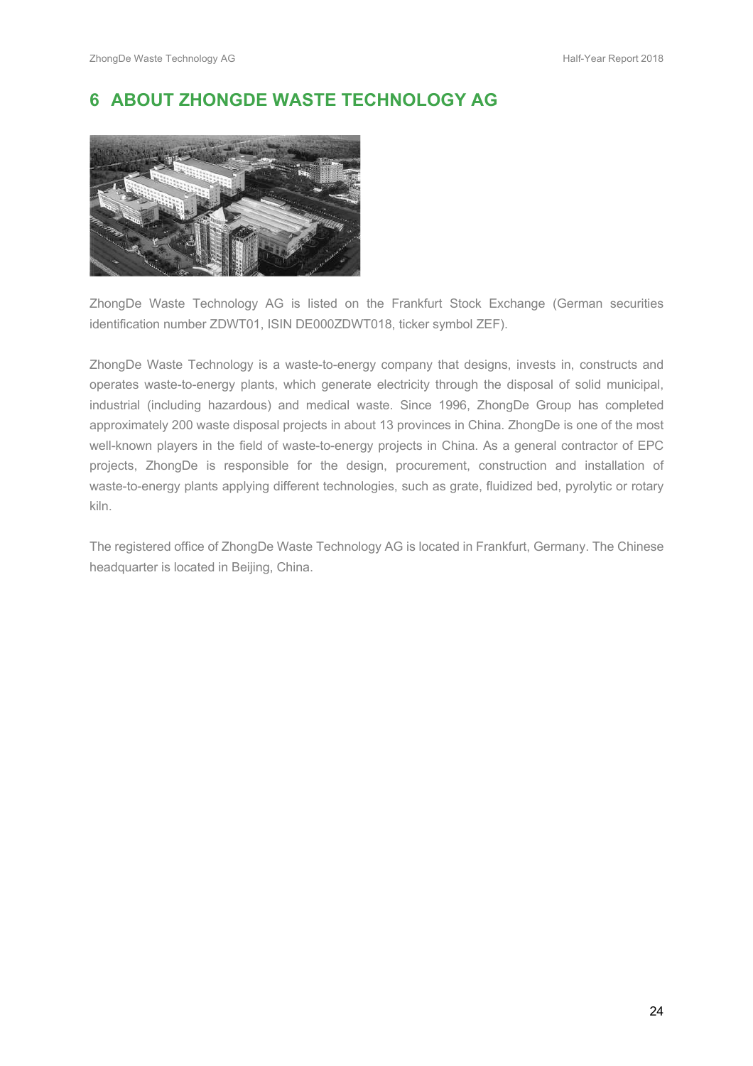# 6 ABOUT ZHONGDE WASTE TECHNOLOGY AG

ZhongDe Waste Technology AG is listed on the Frankfurt Stock Exchange (German securities identification number ZDWT01, ISIN DE000ZDWT018, ticker symbol ZEF).

ZhongDe Waste Technology is a waste-to-energy company that designs, invests in, constructs and operates waste-to-energy plants, which generate electricity through the disposal of solid municipal, industrial (including hazardous) and medical waste. Since 1996, ZhongDe Group has completed approximately 200 waste disposal projects in about 13 provinces in China. ZhongDe is one of the most well-known players in the field of waste-to-energy projects in China. As a general contractor of EPC projects, ZhongDe is responsible for the design, procurement, construction and installation of waste-to-energy plants applying different technologies, such as grate, fluidized bed, pyrolytic or rotary kiln.

The registered office of ZhongDe Waste Technology AG is located in Frankfurt, Germany. The Chinese headquarter is located in Beijing, China.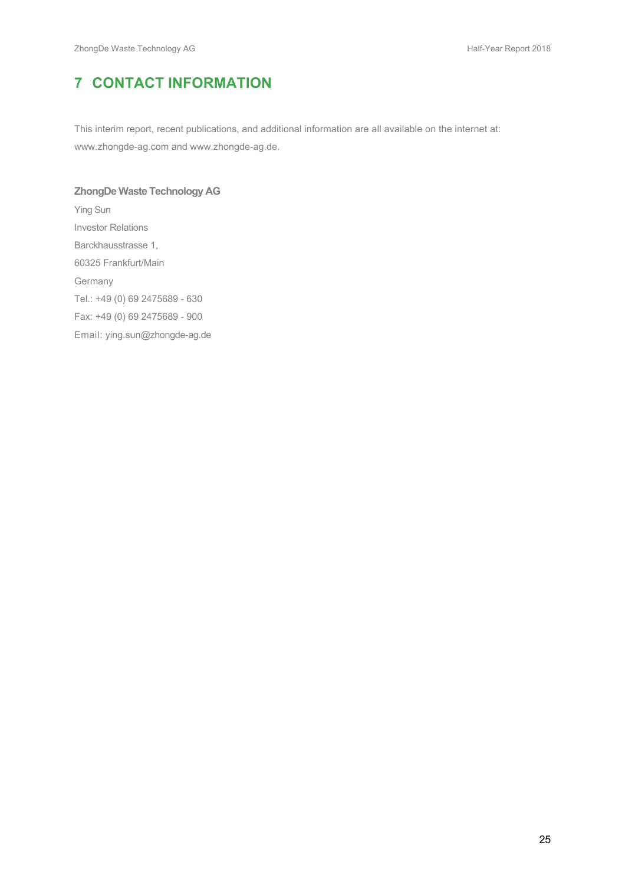# 7 CONTACT INFORMATION

This interim report, recent publications, and additional information are all available on the internet at: www.zhongde-ag.com and www.zhongde-ag.de.

**ZhongDe Waste Technology AG**

Ying Sun

Investor Relations

Barckhausstrasse 1,

60325 Frankfurt/Main

Germany

Tel.: +49 (0) 69 2475689 - 630

Fax: +49 (0) 69 2475689 - 900

Email: ying.sun@zhongde-ag.de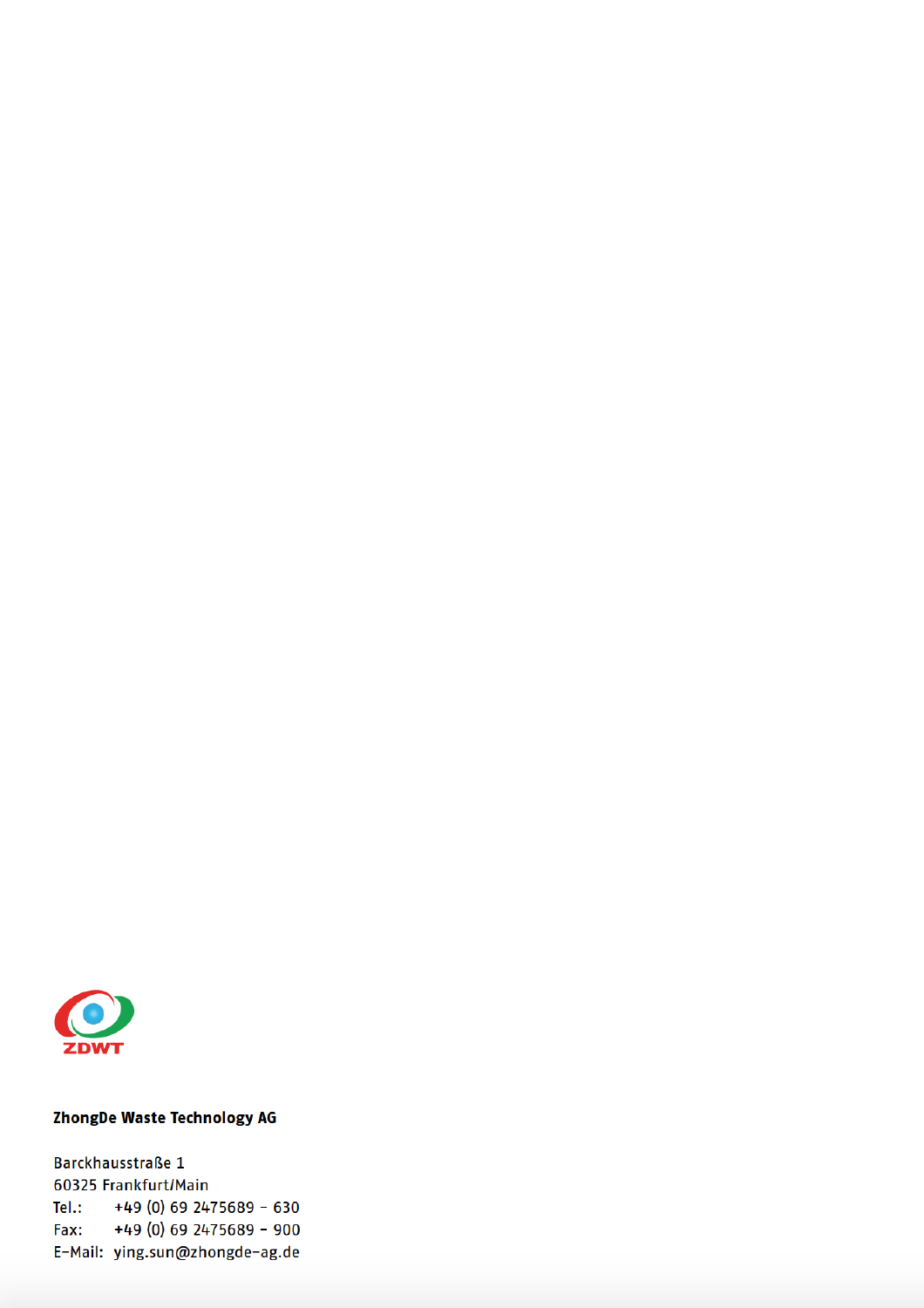ZDWT

**ZhongDe Waste Technology AG**

Barckhausstraße 1
60325 Frankfurt/Main
Tel.: +49 (0) 69 2475689 – 630
Fax: +49 (0) 69 2475689 – 900
E-Mail: ying.sun@zhongde-ag.de